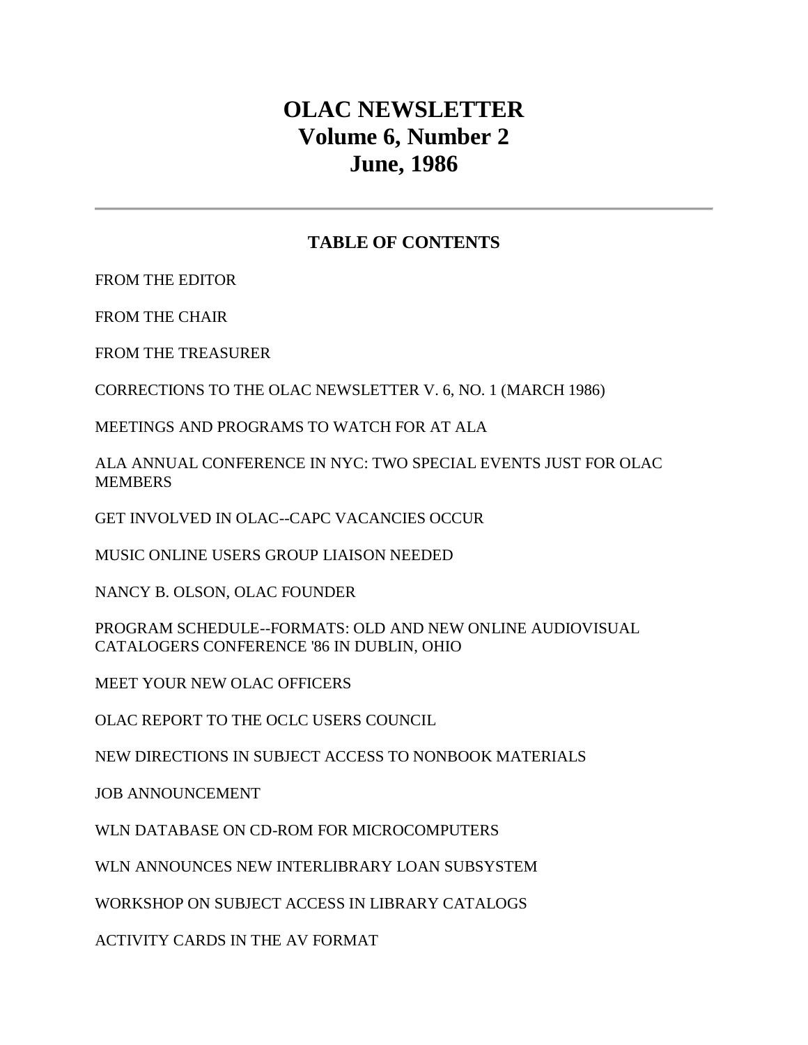# OLAC NEWSLETTER
# Volume 6, Number 2
# June, 1986

---

## TABLE OF CONTENTS

FROM THE EDITOR

FROM THE CHAIR

FROM THE TREASURER

CORRECTIONS TO THE OLAC NEWSLETTER V. 6, NO. 1 (MARCH 1986)

MEETINGS AND PROGRAMS TO WATCH FOR AT ALA

ALA ANNUAL CONFERENCE IN NYC: TWO SPECIAL EVENTS JUST FOR OLAC MEMBERS

GET INVOLVED IN OLAC--CAPC VACANCIES OCCUR

MUSIC ONLINE USERS GROUP LIAISON NEEDED

NANCY B. OLSON, OLAC FOUNDER

PROGRAM SCHEDULE--FORMATS: OLD AND NEW ONLINE AUDIOVISUAL CATALOGERS CONFERENCE '86 IN DUBLIN, OHIO

MEET YOUR NEW OLAC OFFICERS

OLAC REPORT TO THE OCLC USERS COUNCIL

NEW DIRECTIONS IN SUBJECT ACCESS TO NONBOOK MATERIALS

JOB ANNOUNCEMENT

WLN DATABASE ON CD-ROM FOR MICROCOMPUTERS

WLN ANNOUNCES NEW INTERLIBRARY LOAN SUBSYSTEM

WORKSHOP ON SUBJECT ACCESS IN LIBRARY CATALOGS

ACTIVITY CARDS IN THE AV FORMAT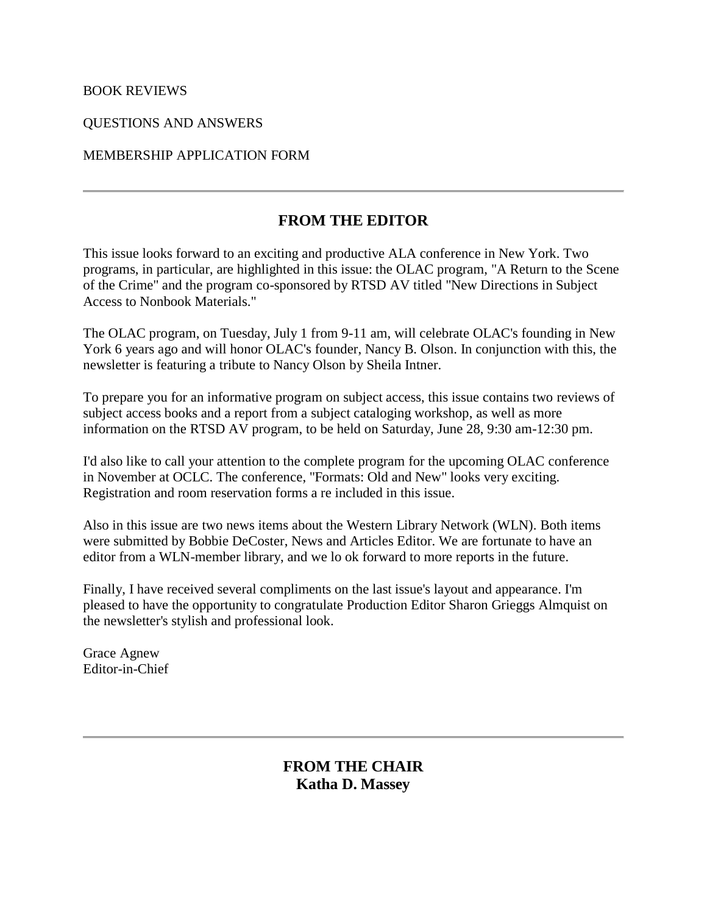BOOK REVIEWS

QUESTIONS AND ANSWERS

MEMBERSHIP APPLICATION FORM

---

## FROM THE EDITOR

This issue looks forward to an exciting and productive ALA conference in New York. Two programs, in particular, are highlighted in this issue: the OLAC program, "A Return to the Scene of the Crime" and the program co-sponsored by RTSD AV titled "New Directions in Subject Access to Nonbook Materials."

The OLAC program, on Tuesday, July 1 from 9-11 am, will celebrate OLAC's founding in New York 6 years ago and will honor OLAC's founder, Nancy B. Olson. In conjunction with this, the newsletter is featuring a tribute to Nancy Olson by Sheila Intner.

To prepare you for an informative program on subject access, this issue contains two reviews of subject access books and a report from a subject cataloging workshop, as well as more information on the RTSD AV program, to be held on Saturday, June 28, 9:30 am-12:30 pm.

I'd also like to call your attention to the complete program for the upcoming OLAC conference in November at OCLC. The conference, "Formats: Old and New" looks very exciting. Registration and room reservation forms a re included in this issue.

Also in this issue are two news items about the Western Library Network (WLN). Both items were submitted by Bobbie DeCoster, News and Articles Editor. We are fortunate to have an editor from a WLN-member library, and we lo ok forward to more reports in the future.

Finally, I have received several compliments on the last issue's layout and appearance. I'm pleased to have the opportunity to congratulate Production Editor Sharon Grieggs Almquist on the newsletter's stylish and professional look.

Grace Agnew
Editor-in-Chief

---

## FROM THE CHAIR
## Katha D. Massey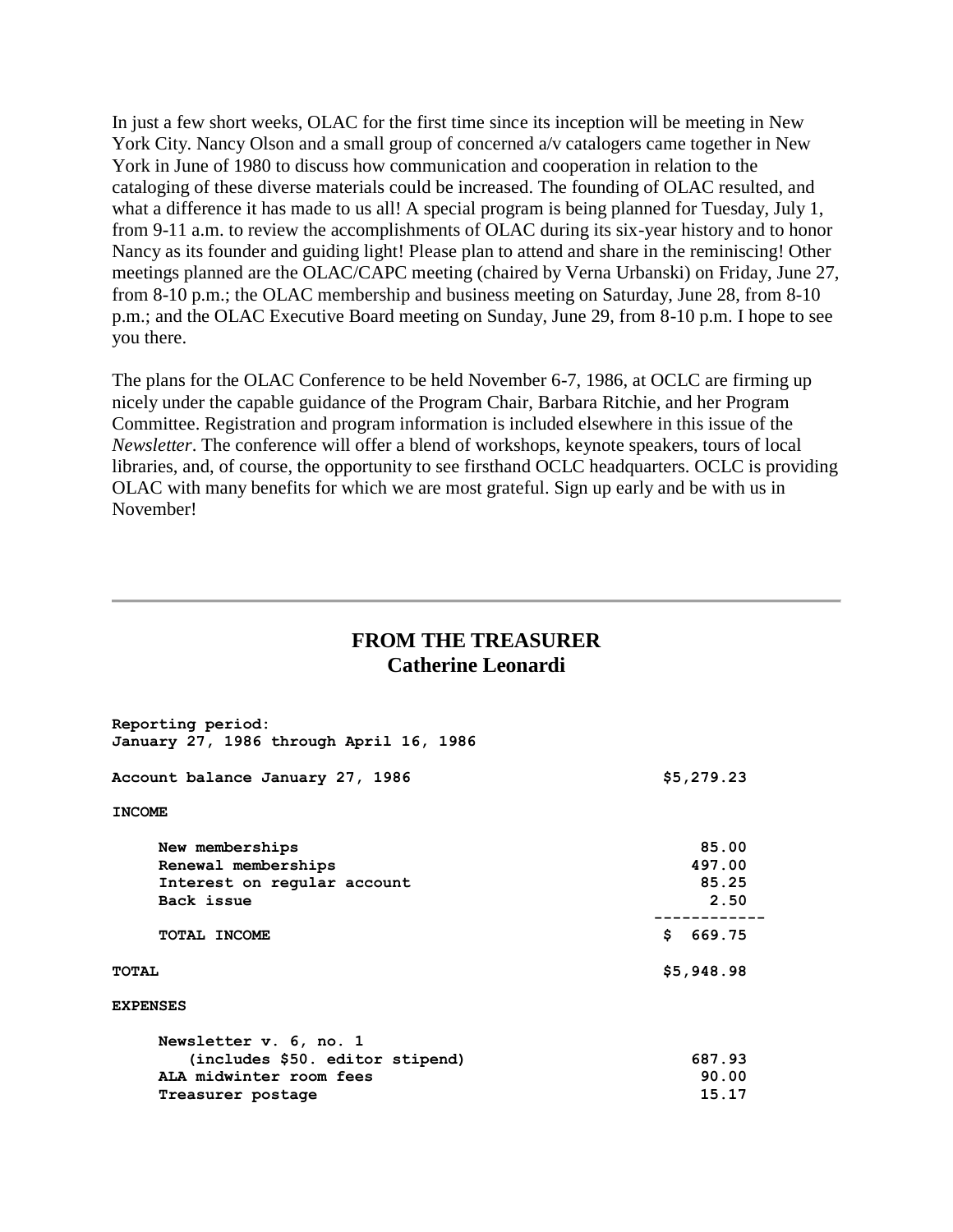In just a few short weeks, OLAC for the first time since its inception will be meeting in New York City. Nancy Olson and a small group of concerned a/v catalogers came together in New York in June of 1980 to discuss how communication and cooperation in relation to the cataloging of these diverse materials could be increased. The founding of OLAC resulted, and what a difference it has made to us all! A special program is being planned for Tuesday, July 1, from 9-11 a.m. to review the accomplishments of OLAC during its six-year history and to honor Nancy as its founder and guiding light! Please plan to attend and share in the reminiscing! Other meetings planned are the OLAC/CAPC meeting (chaired by Verna Urbanski) on Friday, June 27, from 8-10 p.m.; the OLAC membership and business meeting on Saturday, June 28, from 8-10 p.m.; and the OLAC Executive Board meeting on Sunday, June 29, from 8-10 p.m. I hope to see you there.

The plans for the OLAC Conference to be held November 6-7, 1986, at OCLC are firming up nicely under the capable guidance of the Program Chair, Barbara Ritchie, and her Program Committee. Registration and program information is included elsewhere in this issue of the *Newsletter*. The conference will offer a blend of workshops, keynote speakers, tours of local libraries, and, of course, the opportunity to see firsthand OCLC headquarters. OCLC is providing OLAC with many benefits for which we are most grateful. Sign up early and be with us in November!

---

## FROM THE TREASURER
## Catherine Leonardi

**Reporting period:**
**January 27, 1986 through April 16, 1986**

| | |
|---|---|
| **Account balance January 27, 1986** | **$5,279.23** |
| **INCOME** | |
| **New memberships** | **85.00** |
| **Renewal memberships** | **497.00** |
| **Interest on regular account** | **85.25** |
| **Back issue** | **2.50** |
| **TOTAL INCOME** | **$ 669.75** |
| **TOTAL** | **$5,948.98** |
| **EXPENSES** | |
| **Newsletter v. 6, no. 1 (includes $50. editor stipend)** | **687.93** |
| **ALA midwinter room fees** | **90.00** |
| **Treasurer postage** | **15.17** |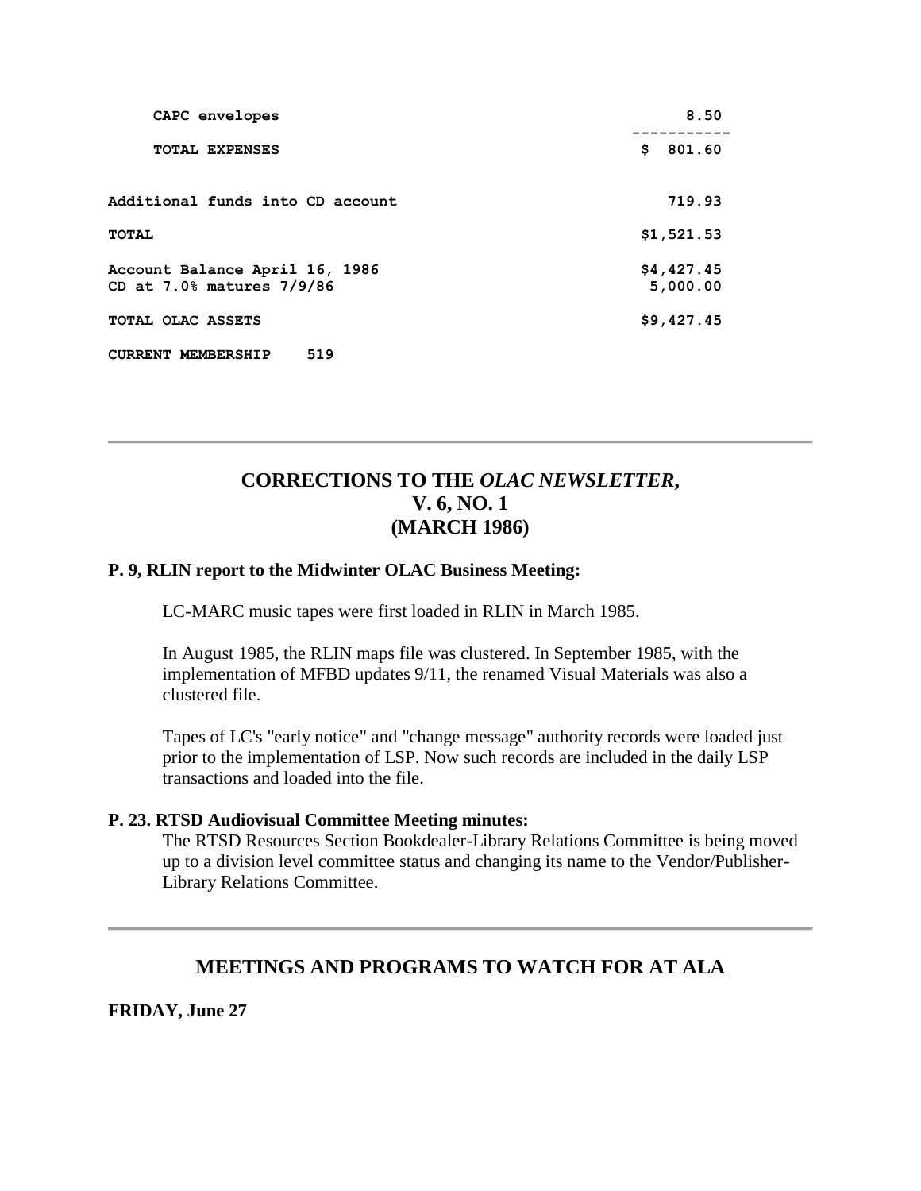| | |
|---|---|
| **CAPC envelopes** | **8.50** |
| **TOTAL EXPENSES** | **$ 801.60** |
| **Additional funds into CD account** | **719.93** |
| **TOTAL** | **$1,521.53** |
| **Account Balance April 16, 1986** | **$4,427.45** |
| **CD at 7.0% matures 7/9/86** | **5,000.00** |
| **TOTAL OLAC ASSETS** | **$9,427.45** |

**CURRENT MEMBERSHIP 519**

---

## CORRECTIONS TO THE *OLAC NEWSLETTER*, V. 6, NO. 1 (MARCH 1986)

**P. 9, RLIN report to the Midwinter OLAC Business Meeting:**

LC-MARC music tapes were first loaded in RLIN in March 1985.

In August 1985, the RLIN maps file was clustered. In September 1985, with the implementation of MFBD updates 9/11, the renamed Visual Materials was also a clustered file.

Tapes of LC's "early notice" and "change message" authority records were loaded just prior to the implementation of LSP. Now such records are included in the daily LSP transactions and loaded into the file.

**P. 23. RTSD Audiovisual Committee Meeting minutes:**

The RTSD Resources Section Bookdealer-Library Relations Committee is being moved up to a division level committee status and changing its name to the Vendor/Publisher-Library Relations Committee.

---

## MEETINGS AND PROGRAMS TO WATCH FOR AT ALA

**FRIDAY, June 27**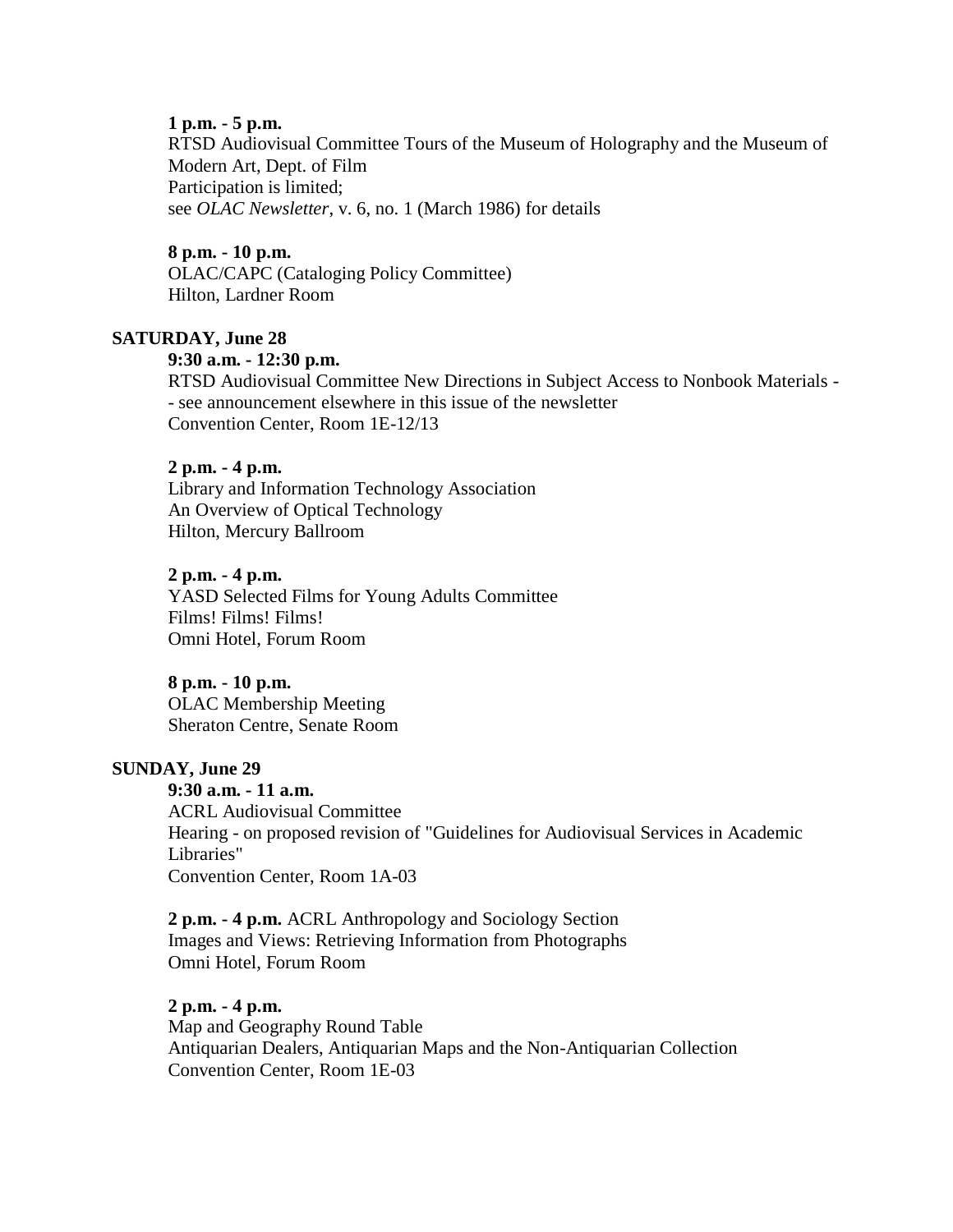**1 p.m. - 5 p.m.**
RTSD Audiovisual Committee Tours of the Museum of Holography and the Museum of Modern Art, Dept. of Film
Participation is limited;
see *OLAC Newsletter*, v. 6, no. 1 (March 1986) for details

**8 p.m. - 10 p.m.**
OLAC/CAPC (Cataloging Policy Committee)
Hilton, Lardner Room

**SATURDAY, June 28**

**9:30 a.m. - 12:30 p.m.**
RTSD Audiovisual Committee New Directions in Subject Access to Nonbook Materials -- see announcement elsewhere in this issue of the newsletter
Convention Center, Room 1E-12/13

**2 p.m. - 4 p.m.**
Library and Information Technology Association
An Overview of Optical Technology
Hilton, Mercury Ballroom

**2 p.m. - 4 p.m.**
YASD Selected Films for Young Adults Committee
Films! Films! Films!
Omni Hotel, Forum Room

**8 p.m. - 10 p.m.**
OLAC Membership Meeting
Sheraton Centre, Senate Room

**SUNDAY, June 29**

**9:30 a.m. - 11 a.m.**
ACRL Audiovisual Committee
Hearing - on proposed revision of "Guidelines for Audiovisual Services in Academic Libraries"
Convention Center, Room 1A-03

**2 p.m. - 4 p.m.** ACRL Anthropology and Sociology Section
Images and Views: Retrieving Information from Photographs
Omni Hotel, Forum Room

**2 p.m. - 4 p.m.**
Map and Geography Round Table
Antiquarian Dealers, Antiquarian Maps and the Non-Antiquarian Collection
Convention Center, Room 1E-03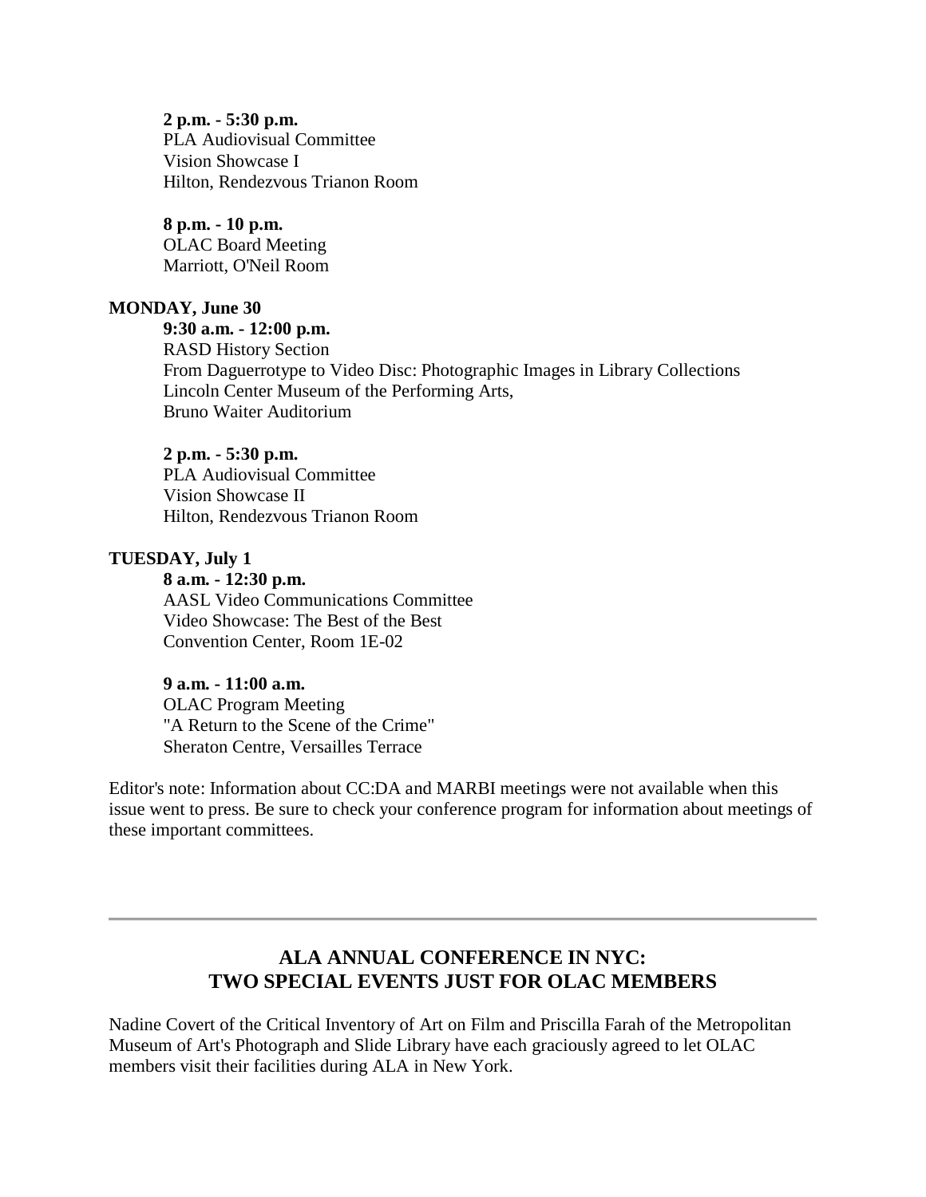**2 p.m. - 5:30 p.m.**
PLA Audiovisual Committee
Vision Showcase I
Hilton, Rendezvous Trianon Room

**8 p.m. - 10 p.m.**
OLAC Board Meeting
Marriott, O'Neil Room

**MONDAY, June 30**

**9:30 a.m. - 12:00 p.m.**
RASD History Section
From Daguerrotype to Video Disc: Photographic Images in Library Collections
Lincoln Center Museum of the Performing Arts,
Bruno Waiter Auditorium

**2 p.m. - 5:30 p.m.**
PLA Audiovisual Committee
Vision Showcase II
Hilton, Rendezvous Trianon Room

**TUESDAY, July 1**

**8 a.m. - 12:30 p.m.**
AASL Video Communications Committee
Video Showcase: The Best of the Best
Convention Center, Room 1E-02

**9 a.m. - 11:00 a.m.**
OLAC Program Meeting
"A Return to the Scene of the Crime"
Sheraton Centre, Versailles Terrace

Editor's note: Information about CC:DA and MARBI meetings were not available when this issue went to press. Be sure to check your conference program for information about meetings of these important committees.

---

## ALA ANNUAL CONFERENCE IN NYC: TWO SPECIAL EVENTS JUST FOR OLAC MEMBERS

Nadine Covert of the Critical Inventory of Art on Film and Priscilla Farah of the Metropolitan Museum of Art's Photograph and Slide Library have each graciously agreed to let OLAC members visit their facilities during ALA in New York.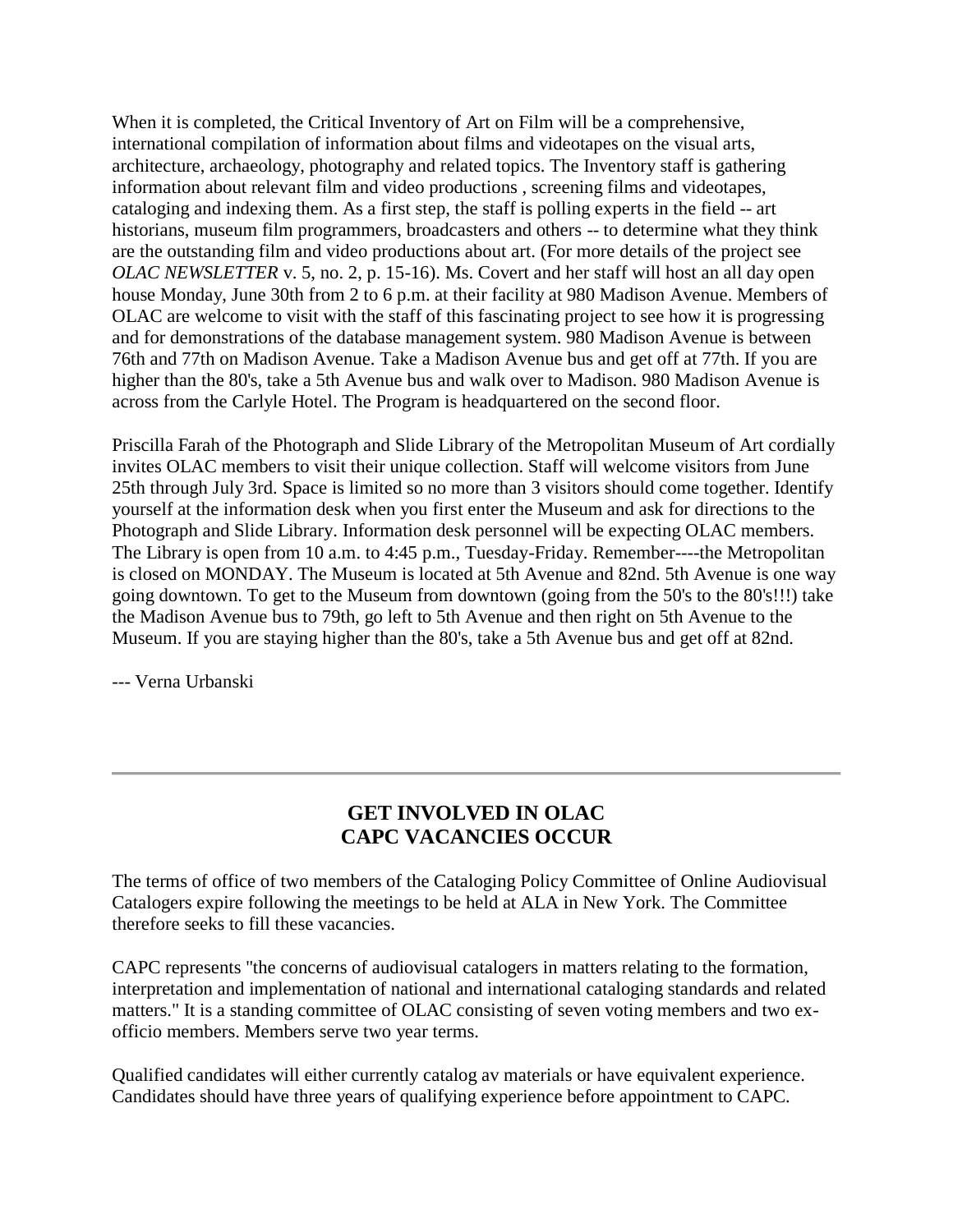When it is completed, the Critical Inventory of Art on Film will be a comprehensive, international compilation of information about films and videotapes on the visual arts, architecture, archaeology, photography and related topics. The Inventory staff is gathering information about relevant film and video productions , screening films and videotapes, cataloging and indexing them. As a first step, the staff is polling experts in the field -- art historians, museum film programmers, broadcasters and others -- to determine what they think are the outstanding film and video productions about art. (For more details of the project see *OLAC NEWSLETTER* v. 5, no. 2, p. 15-16). Ms. Covert and her staff will host an all day open house Monday, June 30th from 2 to 6 p.m. at their facility at 980 Madison Avenue. Members of OLAC are welcome to visit with the staff of this fascinating project to see how it is progressing and for demonstrations of the database management system. 980 Madison Avenue is between 76th and 77th on Madison Avenue. Take a Madison Avenue bus and get off at 77th. If you are higher than the 80's, take a 5th Avenue bus and walk over to Madison. 980 Madison Avenue is across from the Carlyle Hotel. The Program is headquartered on the second floor.

Priscilla Farah of the Photograph and Slide Library of the Metropolitan Museum of Art cordially invites OLAC members to visit their unique collection. Staff will welcome visitors from June 25th through July 3rd. Space is limited so no more than 3 visitors should come together. Identify yourself at the information desk when you first enter the Museum and ask for directions to the Photograph and Slide Library. Information desk personnel will be expecting OLAC members. The Library is open from 10 a.m. to 4:45 p.m., Tuesday-Friday. Remember----the Metropolitan is closed on MONDAY. The Museum is located at 5th Avenue and 82nd. 5th Avenue is one way going downtown. To get to the Museum from downtown (going from the 50's to the 80's!!!) take the Madison Avenue bus to 79th, go left to 5th Avenue and then right on 5th Avenue to the Museum. If you are staying higher than the 80's, take a 5th Avenue bus and get off at 82nd.

--- Verna Urbanski

---

## GET INVOLVED IN OLAC
## CAPC VACANCIES OCCUR

The terms of office of two members of the Cataloging Policy Committee of Online Audiovisual Catalogers expire following the meetings to be held at ALA in New York. The Committee therefore seeks to fill these vacancies.

CAPC represents "the concerns of audiovisual catalogers in matters relating to the formation, interpretation and implementation of national and international cataloging standards and related matters." It is a standing committee of OLAC consisting of seven voting members and two ex-officio members. Members serve two year terms.

Qualified candidates will either currently catalog av materials or have equivalent experience. Candidates should have three years of qualifying experience before appointment to CAPC.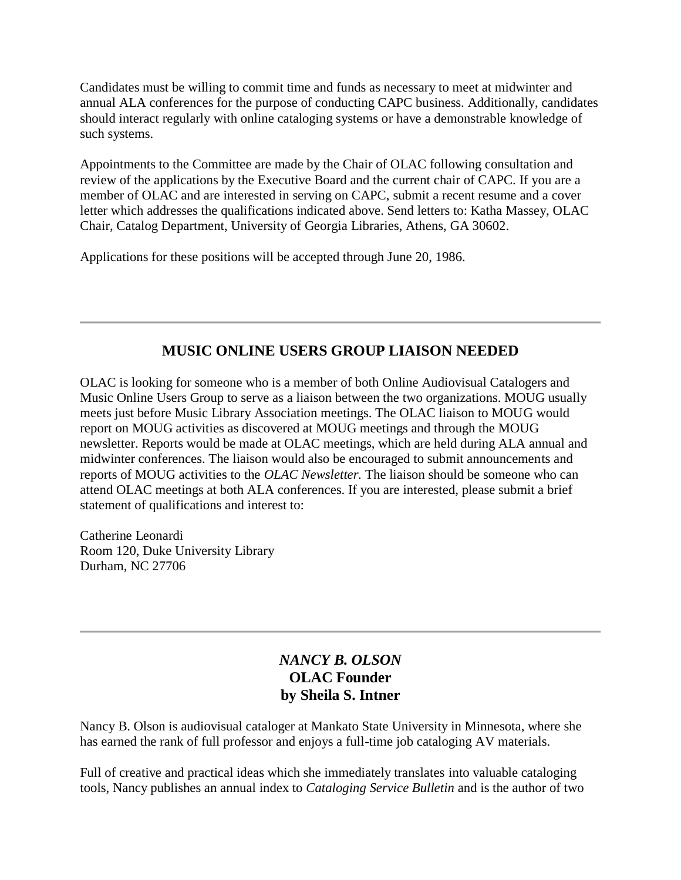Candidates must be willing to commit time and funds as necessary to meet at midwinter and annual ALA conferences for the purpose of conducting CAPC business. Additionally, candidates should interact regularly with online cataloging systems or have a demonstrable knowledge of such systems.

Appointments to the Committee are made by the Chair of OLAC following consultation and review of the applications by the Executive Board and the current chair of CAPC. If you are a member of OLAC and are interested in serving on CAPC, submit a recent resume and a cover letter which addresses the qualifications indicated above. Send letters to: Katha Massey, OLAC Chair, Catalog Department, University of Georgia Libraries, Athens, GA 30602.

Applications for these positions will be accepted through June 20, 1986.

---

## MUSIC ONLINE USERS GROUP LIAISON NEEDED

OLAC is looking for someone who is a member of both Online Audiovisual Catalogers and Music Online Users Group to serve as a liaison between the two organizations. MOUG usually meets just before Music Library Association meetings. The OLAC liaison to MOUG would report on MOUG activities as discovered at MOUG meetings and through the MOUG newsletter. Reports would be made at OLAC meetings, which are held during ALA annual and midwinter conferences. The liaison would also be encouraged to submit announcements and reports of MOUG activities to the *OLAC Newsletter.* The liaison should be someone who can attend OLAC meetings at both ALA conferences. If you are interested, please submit a brief statement of qualifications and interest to:

Catherine Leonardi
Room 120, Duke University Library
Durham, NC 27706

---

## *NANCY B. OLSON*
## OLAC Founder
## by Sheila S. Intner

Nancy B. Olson is audiovisual cataloger at Mankato State University in Minnesota, where she has earned the rank of full professor and enjoys a full-time job cataloging AV materials.

Full of creative and practical ideas which she immediately translates into valuable cataloging tools, Nancy publishes an annual index to *Cataloging Service Bulletin* and is the author of two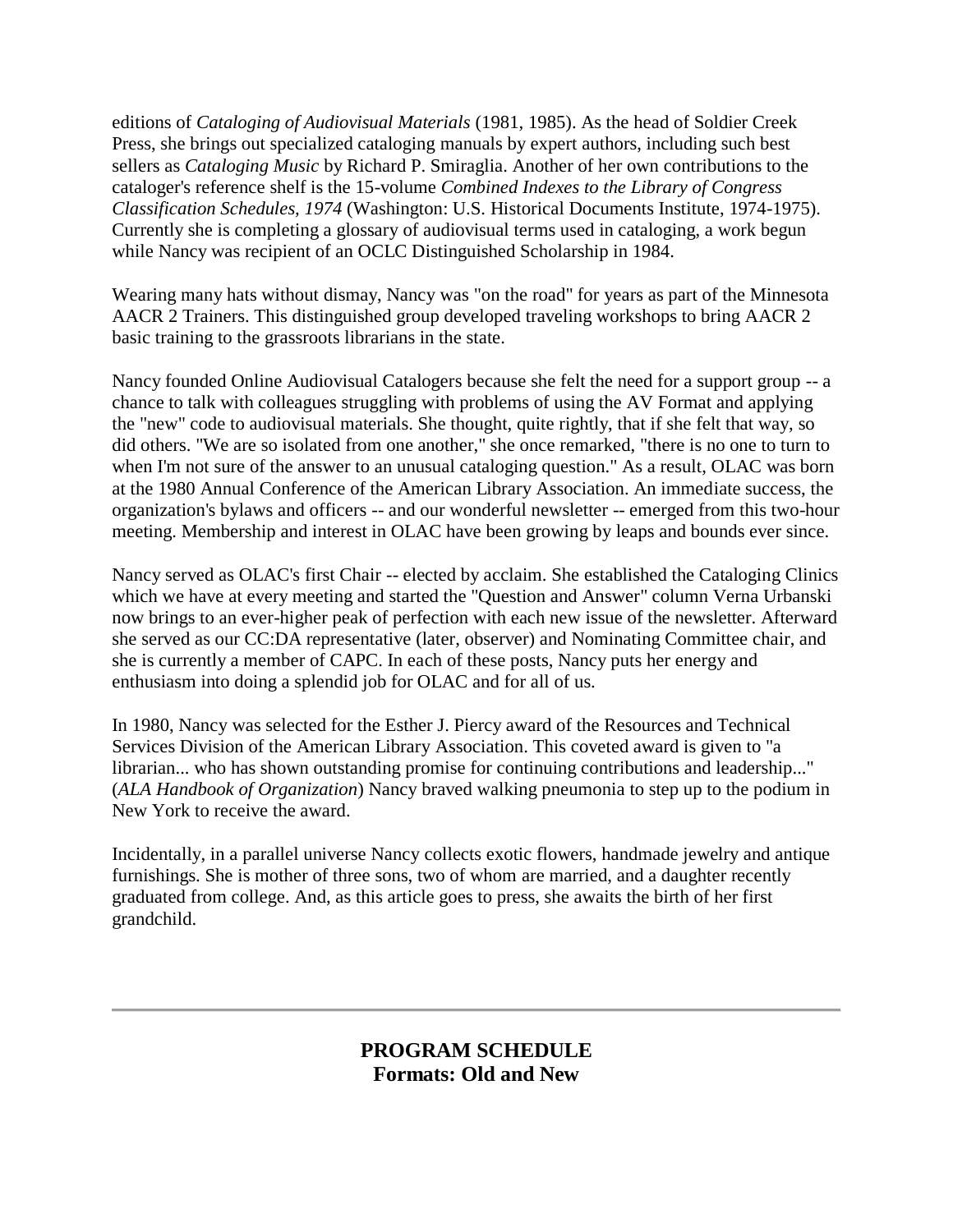editions of *Cataloging of Audiovisual Materials* (1981, 1985). As the head of Soldier Creek Press, she brings out specialized cataloging manuals by expert authors, including such best sellers as *Cataloging Music* by Richard P. Smiraglia. Another of her own contributions to the cataloger's reference shelf is the 15-volume *Combined Indexes to the Library of Congress Classification Schedules, 1974* (Washington: U.S. Historical Documents Institute, 1974-1975). Currently she is completing a glossary of audiovisual terms used in cataloging, a work begun while Nancy was recipient of an OCLC Distinguished Scholarship in 1984.

Wearing many hats without dismay, Nancy was "on the road" for years as part of the Minnesota AACR 2 Trainers. This distinguished group developed traveling workshops to bring AACR 2 basic training to the grassroots librarians in the state.

Nancy founded Online Audiovisual Catalogers because she felt the need for a support group -- a chance to talk with colleagues struggling with problems of using the AV Format and applying the "new" code to audiovisual materials. She thought, quite rightly, that if she felt that way, so did others. "We are so isolated from one another," she once remarked, "there is no one to turn to when I'm not sure of the answer to an unusual cataloging question." As a result, OLAC was born at the 1980 Annual Conference of the American Library Association. An immediate success, the organization's bylaws and officers -- and our wonderful newsletter -- emerged from this two-hour meeting. Membership and interest in OLAC have been growing by leaps and bounds ever since.

Nancy served as OLAC's first Chair -- elected by acclaim. She established the Cataloging Clinics which we have at every meeting and started the "Question and Answer" column Verna Urbanski now brings to an ever-higher peak of perfection with each new issue of the newsletter. Afterward she served as our CC:DA representative (later, observer) and Nominating Committee chair, and she is currently a member of CAPC. In each of these posts, Nancy puts her energy and enthusiasm into doing a splendid job for OLAC and for all of us.

In 1980, Nancy was selected for the Esther J. Piercy award of the Resources and Technical Services Division of the American Library Association. This coveted award is given to "a librarian... who has shown outstanding promise for continuing contributions and leadership..." (*ALA Handbook of Organization*) Nancy braved walking pneumonia to step up to the podium in New York to receive the award.

Incidentally, in a parallel universe Nancy collects exotic flowers, handmade jewelry and antique furnishings. She is mother of three sons, two of whom are married, and a daughter recently graduated from college. And, as this article goes to press, she awaits the birth of her first grandchild.

---

## PROGRAM SCHEDULE
## Formats: Old and New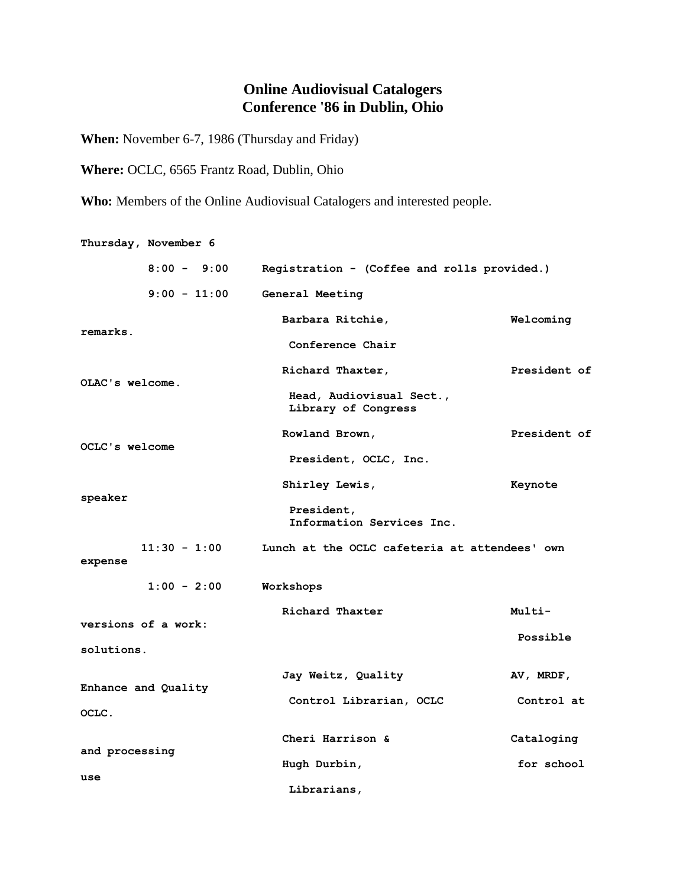# Online Audiovisual Catalogers Conference '86 in Dublin, Ohio

**When:** November 6-7, 1986 (Thursday and Friday)

**Where:** OCLC, 6565 Frantz Road, Dublin, Ohio

**Who:** Members of the Online Audiovisual Catalogers and interested people.

**Thursday, November 6**

| Time | Event | Speaker | Topic |
|---|---|---|---|
| 8:00 - 9:00 | Registration - (Coffee and rolls provided.) | | |
| 9:00 - 11:00 | General Meeting | | |
| | | Barbara Ritchie, Conference Chair | Welcoming remarks. |
| | | Richard Thaxter, Head, Audiovisual Sect., Library of Congress | President of OLAC's welcome. |
| | | Rowland Brown, President, OCLC, Inc. | President of OCLC's welcome |
| | | Shirley Lewis, President, Information Services Inc. | Keynote speaker |
| 11:30 - 1:00 | Lunch at the OCLC cafeteria at attendees' own expense | | |
| 1:00 - 2:00 | Workshops | | |
| | | Richard Thaxter | Multi-versions of a work: Possible solutions. |
| | | Jay Weitz, Quality Control Librarian, OCLC | AV, MRDF, Enhance and Quality Control at OCLC. |
| | | Cheri Harrison & Hugh Durbin, Librarians, | Cataloging and processing for school use |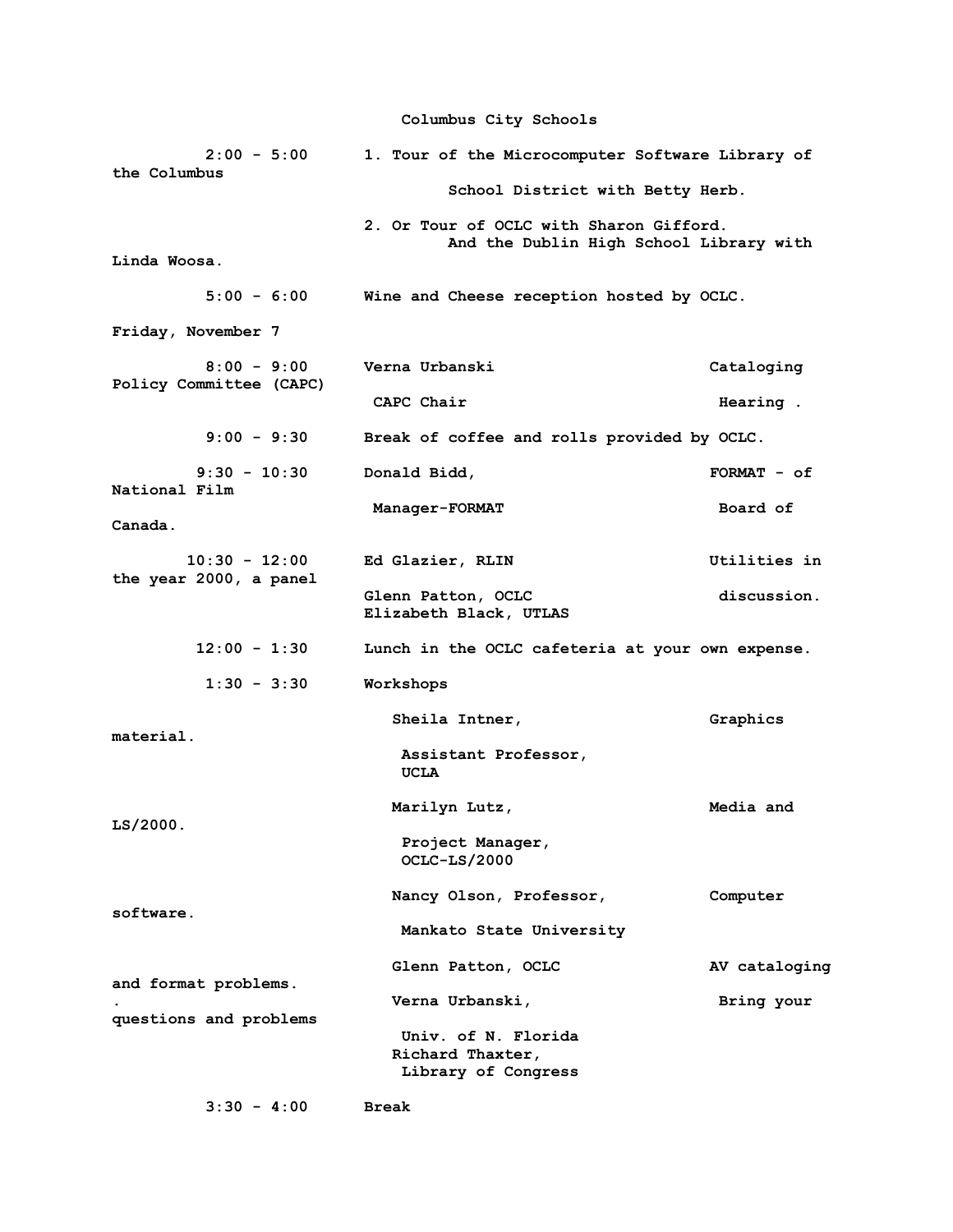Columbus City Schools

| | | |
|---|---|---|
| 2:00 - 5:00 | 1. Tour of the Microcomputer Software Library of the Columbus School District with Betty Herb. | |
| | 2. Or Tour of OCLC with Sharon Gifford. And the Dublin High School Library with Linda Woosa. | |
| 5:00 - 6:00 | Wine and Cheese reception hosted by OCLC. | |

Friday, November 7

| | | |
|---|---|---|
| 8:00 - 9:00 | Verna Urbanski, CAPC Chair | Cataloging Policy Committee (CAPC) Hearing . |
| 9:00 - 9:30 | Break of coffee and rolls provided by OCLC. | |
| 9:30 - 10:30 | Donald Bidd, Manager-FORMAT | FORMAT - of National Film Board of Canada. |
| 10:30 - 12:00 | Ed Glazier, RLIN<br>Glenn Patton, OCLC<br>Elizabeth Black, UTLAS | Utilities in the year 2000, a panel discussion. |
| 12:00 - 1:30 | Lunch in the OCLC cafeteria at your own expense. | |
| 1:30 - 3:30 | Workshops | |
| | Sheila Intner, Assistant Professor, UCLA | Graphics material. |
| | Marilyn Lutz, Project Manager, OCLC-LS/2000 | Media and LS/2000. |
| | Nancy Olson, Professor, Mankato State University | Computer software. |
| | Glenn Patton, OCLC | AV cataloging and format problems. |
| | Verna Urbanski, Univ. of N. Florida<br>Richard Thaxter, Library of Congress | Bring your questions and problems |
| 3:30 - 4:00 | Break | |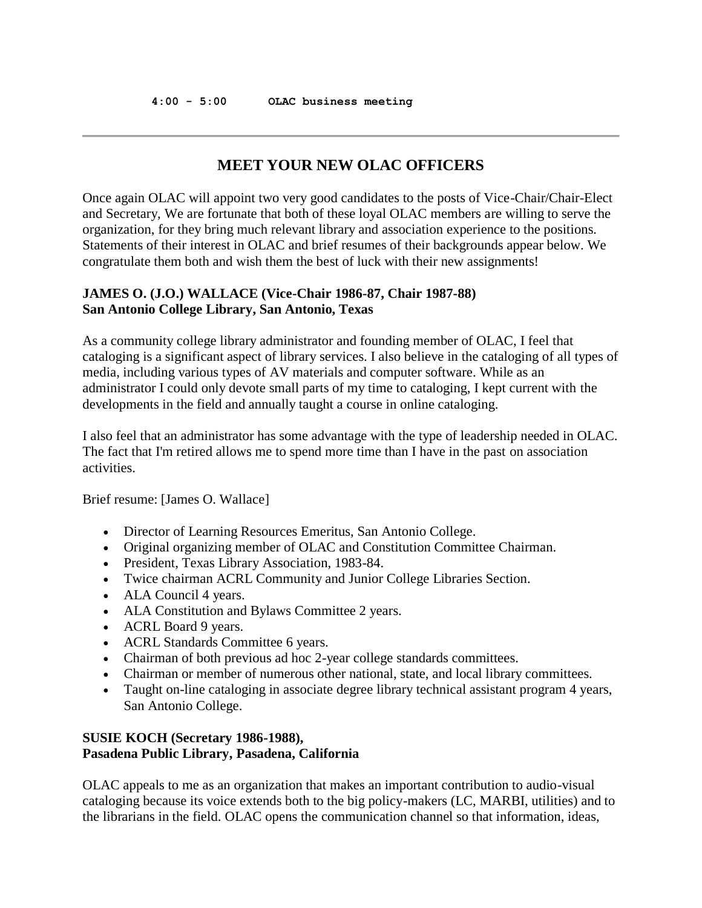```
4:00 - 5:00      OLAC business meeting
```

---

## MEET YOUR NEW OLAC OFFICERS

Once again OLAC will appoint two very good candidates to the posts of Vice-Chair/Chair-Elect and Secretary, We are fortunate that both of these loyal OLAC members are willing to serve the organization, for they bring much relevant library and association experience to the positions. Statements of their interest in OLAC and brief resumes of their backgrounds appear below. We congratulate them both and wish them the best of luck with their new assignments!

**JAMES O. (J.O.) WALLACE (Vice-Chair 1986-87, Chair 1987-88)**
**San Antonio College Library, San Antonio, Texas**

As a community college library administrator and founding member of OLAC, I feel that cataloging is a significant aspect of library services. I also believe in the cataloging of all types of media, including various types of AV materials and computer software. While as an administrator I could only devote small parts of my time to cataloging, I kept current with the developments in the field and annually taught a course in online cataloging.

I also feel that an administrator has some advantage with the type of leadership needed in OLAC. The fact that I'm retired allows me to spend more time than I have in the past on association activities.

Brief resume: [James O. Wallace]

- Director of Learning Resources Emeritus, San Antonio College.
- Original organizing member of OLAC and Constitution Committee Chairman.
- President, Texas Library Association, 1983-84.
- Twice chairman ACRL Community and Junior College Libraries Section.
- ALA Council 4 years.
- ALA Constitution and Bylaws Committee 2 years.
- ACRL Board 9 years.
- ACRL Standards Committee 6 years.
- Chairman of both previous ad hoc 2-year college standards committees.
- Chairman or member of numerous other national, state, and local library committees.
- Taught on-line cataloging in associate degree library technical assistant program 4 years, San Antonio College.

**SUSIE KOCH (Secretary 1986-1988),**
**Pasadena Public Library, Pasadena, California**

OLAC appeals to me as an organization that makes an important contribution to audio-visual cataloging because its voice extends both to the big policy-makers (LC, MARBI, utilities) and to the librarians in the field. OLAC opens the communication channel so that information, ideas,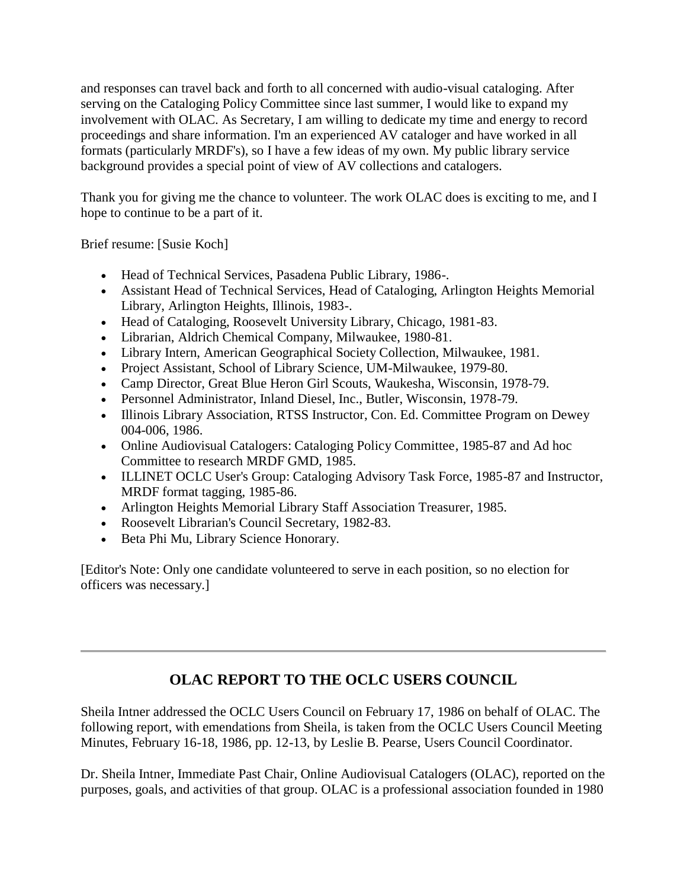and responses can travel back and forth to all concerned with audio-visual cataloging. After serving on the Cataloging Policy Committee since last summer, I would like to expand my involvement with OLAC. As Secretary, I am willing to dedicate my time and energy to record proceedings and share information. I'm an experienced AV cataloger and have worked in all formats (particularly MRDF's), so I have a few ideas of my own. My public library service background provides a special point of view of AV collections and catalogers.

Thank you for giving me the chance to volunteer. The work OLAC does is exciting to me, and I hope to continue to be a part of it.

Brief resume: [Susie Koch]

- Head of Technical Services, Pasadena Public Library, 1986-.
- Assistant Head of Technical Services, Head of Cataloging, Arlington Heights Memorial Library, Arlington Heights, Illinois, 1983-.
- Head of Cataloging, Roosevelt University Library, Chicago, 1981-83.
- Librarian, Aldrich Chemical Company, Milwaukee, 1980-81.
- Library Intern, American Geographical Society Collection, Milwaukee, 1981.
- Project Assistant, School of Library Science, UM-Milwaukee, 1979-80.
- Camp Director, Great Blue Heron Girl Scouts, Waukesha, Wisconsin, 1978-79.
- Personnel Administrator, Inland Diesel, Inc., Butler, Wisconsin, 1978-79.
- Illinois Library Association, RTSS Instructor, Con. Ed. Committee Program on Dewey 004-006, 1986.
- Online Audiovisual Catalogers: Cataloging Policy Committee, 1985-87 and Ad hoc Committee to research MRDF GMD, 1985.
- ILLINET OCLC User's Group: Cataloging Advisory Task Force, 1985-87 and Instructor, MRDF format tagging, 1985-86.
- Arlington Heights Memorial Library Staff Association Treasurer, 1985.
- Roosevelt Librarian's Council Secretary, 1982-83.
- Beta Phi Mu, Library Science Honorary.

[Editor's Note: Only one candidate volunteered to serve in each position, so no election for officers was necessary.]

---

## OLAC REPORT TO THE OCLC USERS COUNCIL

Sheila Intner addressed the OCLC Users Council on February 17, 1986 on behalf of OLAC. The following report, with emendations from Sheila, is taken from the OCLC Users Council Meeting Minutes, February 16-18, 1986, pp. 12-13, by Leslie B. Pearse, Users Council Coordinator.

Dr. Sheila Intner, Immediate Past Chair, Online Audiovisual Catalogers (OLAC), reported on the purposes, goals, and activities of that group. OLAC is a professional association founded in 1980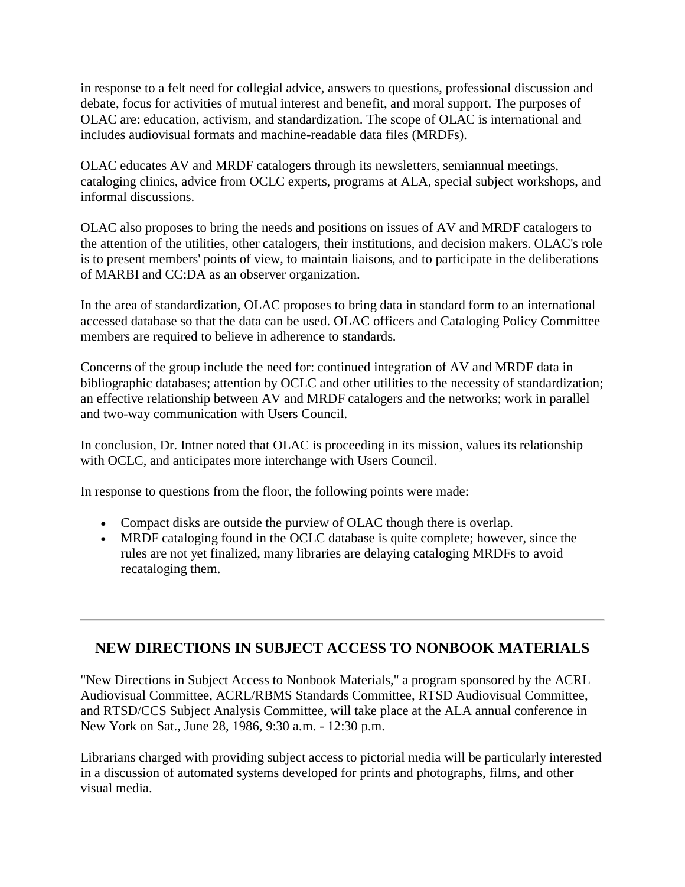in response to a felt need for collegial advice, answers to questions, professional discussion and debate, focus for activities of mutual interest and benefit, and moral support. The purposes of OLAC are: education, activism, and standardization. The scope of OLAC is international and includes audiovisual formats and machine-readable data files (MRDFs).

OLAC educates AV and MRDF catalogers through its newsletters, semiannual meetings, cataloging clinics, advice from OCLC experts, programs at ALA, special subject workshops, and informal discussions.

OLAC also proposes to bring the needs and positions on issues of AV and MRDF catalogers to the attention of the utilities, other catalogers, their institutions, and decision makers. OLAC's role is to present members' points of view, to maintain liaisons, and to participate in the deliberations of MARBI and CC:DA as an observer organization.

In the area of standardization, OLAC proposes to bring data in standard form to an international accessed database so that the data can be used. OLAC officers and Cataloging Policy Committee members are required to believe in adherence to standards.

Concerns of the group include the need for: continued integration of AV and MRDF data in bibliographic databases; attention by OCLC and other utilities to the necessity of standardization; an effective relationship between AV and MRDF catalogers and the networks; work in parallel and two-way communication with Users Council.

In conclusion, Dr. Intner noted that OLAC is proceeding in its mission, values its relationship with OCLC, and anticipates more interchange with Users Council.

In response to questions from the floor, the following points were made:

- Compact disks are outside the purview of OLAC though there is overlap.
- MRDF cataloging found in the OCLC database is quite complete; however, since the rules are not yet finalized, many libraries are delaying cataloging MRDFs to avoid recataloging them.

---

## NEW DIRECTIONS IN SUBJECT ACCESS TO NONBOOK MATERIALS

"New Directions in Subject Access to Nonbook Materials," a program sponsored by the ACRL Audiovisual Committee, ACRL/RBMS Standards Committee, RTSD Audiovisual Committee, and RTSD/CCS Subject Analysis Committee, will take place at the ALA annual conference in New York on Sat., June 28, 1986, 9:30 a.m. - 12:30 p.m.

Librarians charged with providing subject access to pictorial media will be particularly interested in a discussion of automated systems developed for prints and photographs, films, and other visual media.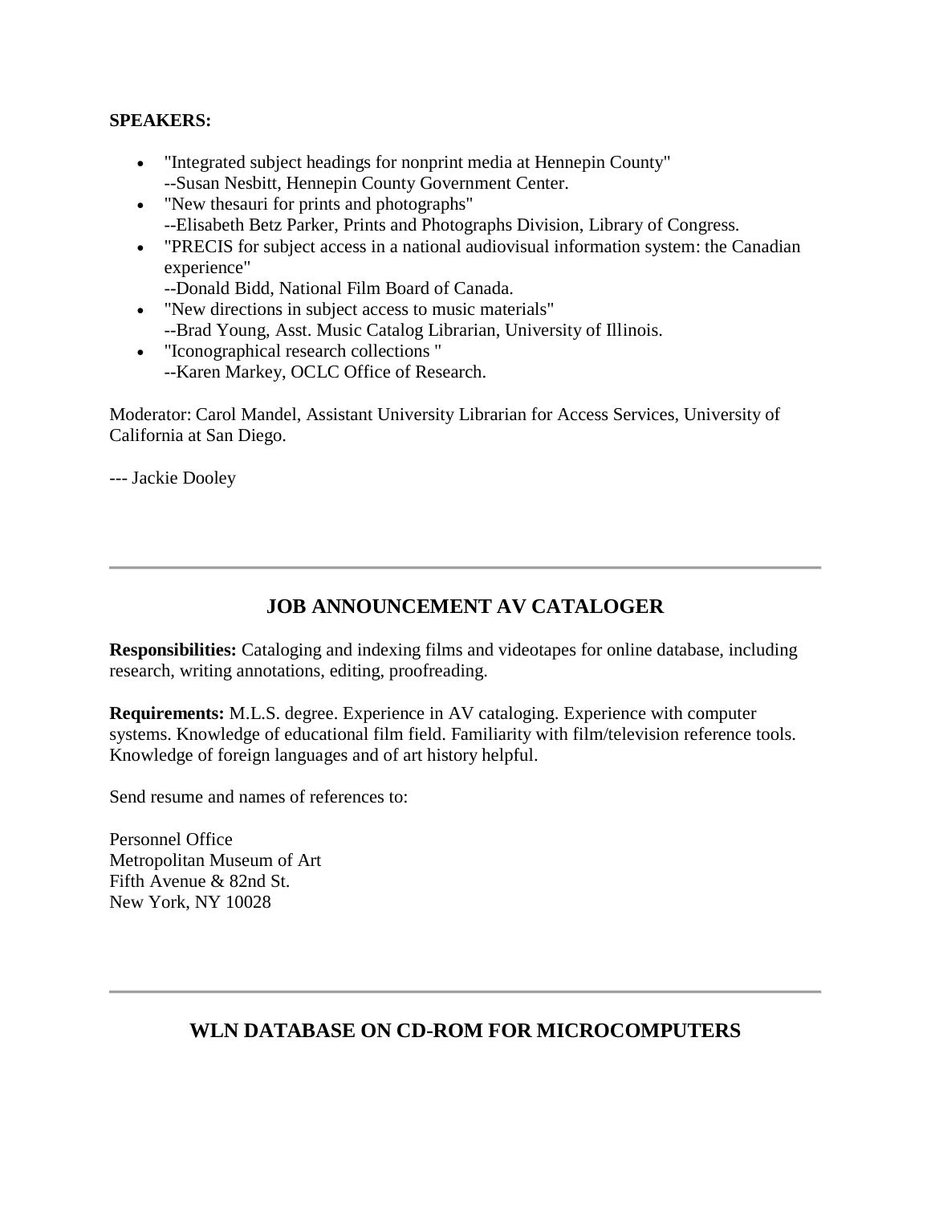**SPEAKERS:**

- "Integrated subject headings for nonprint media at Hennepin County"
  --Susan Nesbitt, Hennepin County Government Center.
- "New thesauri for prints and photographs"
  --Elisabeth Betz Parker, Prints and Photographs Division, Library of Congress.
- "PRECIS for subject access in a national audiovisual information system: the Canadian experience"
  --Donald Bidd, National Film Board of Canada.
- "New directions in subject access to music materials"
  --Brad Young, Asst. Music Catalog Librarian, University of Illinois.
- "Iconographical research collections "
  --Karen Markey, OCLC Office of Research.

Moderator: Carol Mandel, Assistant University Librarian for Access Services, University of California at San Diego.

--- Jackie Dooley

---

## JOB ANNOUNCEMENT AV CATALOGER

**Responsibilities:** Cataloging and indexing films and videotapes for online database, including research, writing annotations, editing, proofreading.

**Requirements:** M.L.S. degree. Experience in AV cataloging. Experience with computer systems. Knowledge of educational film field. Familiarity with film/television reference tools. Knowledge of foreign languages and of art history helpful.

Send resume and names of references to:

Personnel Office
Metropolitan Museum of Art
Fifth Avenue & 82nd St.
New York, NY 10028

---

## WLN DATABASE ON CD-ROM FOR MICROCOMPUTERS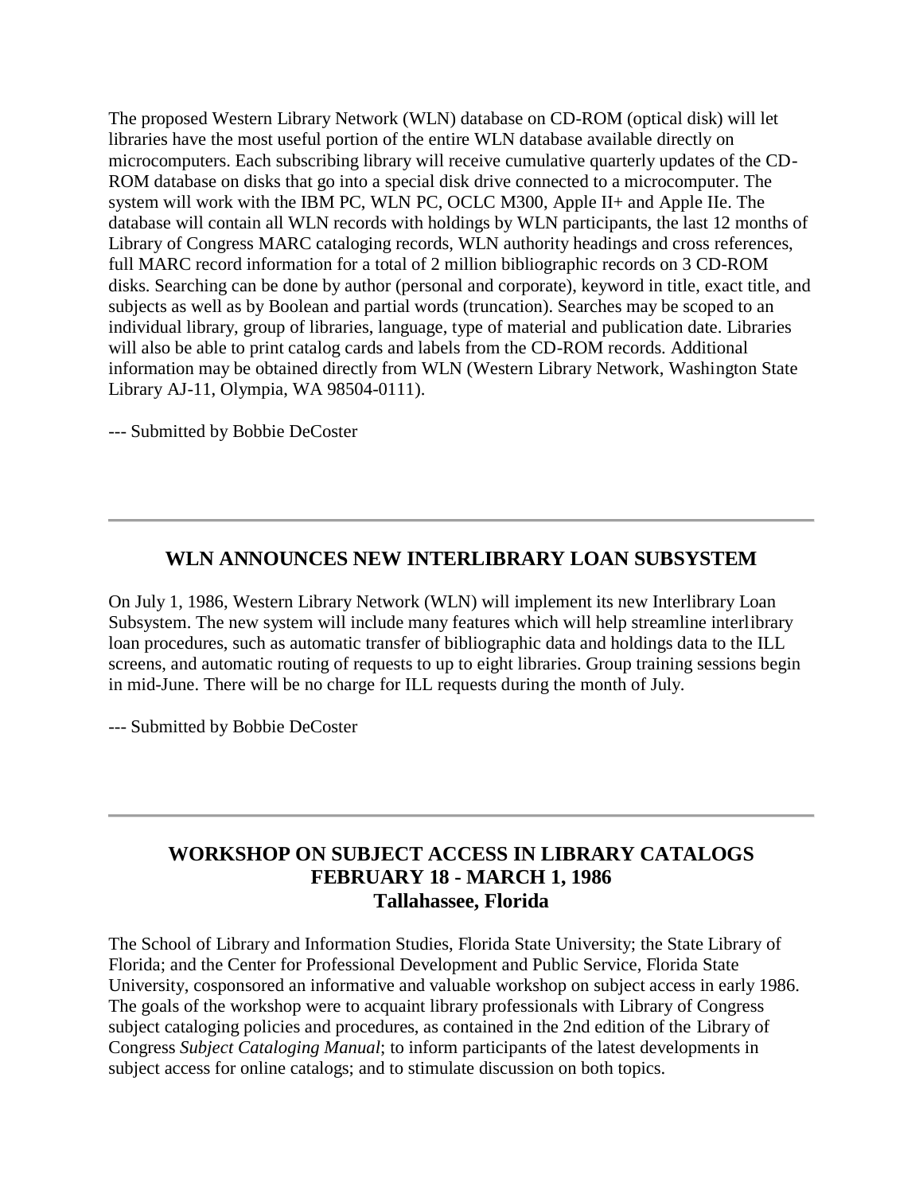The proposed Western Library Network (WLN) database on CD-ROM (optical disk) will let libraries have the most useful portion of the entire WLN database available directly on microcomputers. Each subscribing library will receive cumulative quarterly updates of the CD-ROM database on disks that go into a special disk drive connected to a microcomputer. The system will work with the IBM PC, WLN PC, OCLC M300, Apple II+ and Apple IIe. The database will contain all WLN records with holdings by WLN participants, the last 12 months of Library of Congress MARC cataloging records, WLN authority headings and cross references, full MARC record information for a total of 2 million bibliographic records on 3 CD-ROM disks. Searching can be done by author (personal and corporate), keyword in title, exact title, and subjects as well as by Boolean and partial words (truncation). Searches may be scoped to an individual library, group of libraries, language, type of material and publication date. Libraries will also be able to print catalog cards and labels from the CD-ROM records. Additional information may be obtained directly from WLN (Western Library Network, Washington State Library AJ-11, Olympia, WA 98504-0111).

--- Submitted by Bobbie DeCoster

---

## WLN ANNOUNCES NEW INTERLIBRARY LOAN SUBSYSTEM

On July 1, 1986, Western Library Network (WLN) will implement its new Interlibrary Loan Subsystem. The new system will include many features which will help streamline interlibrary loan procedures, such as automatic transfer of bibliographic data and holdings data to the ILL screens, and automatic routing of requests to up to eight libraries. Group training sessions begin in mid-June. There will be no charge for ILL requests during the month of July.

--- Submitted by Bobbie DeCoster

---

## WORKSHOP ON SUBJECT ACCESS IN LIBRARY CATALOGS
## FEBRUARY 18 - MARCH 1, 1986
## Tallahassee, Florida

The School of Library and Information Studies, Florida State University; the State Library of Florida; and the Center for Professional Development and Public Service, Florida State University, cosponsored an informative and valuable workshop on subject access in early 1986. The goals of the workshop were to acquaint library professionals with Library of Congress subject cataloging policies and procedures, as contained in the 2nd edition of the Library of Congress *Subject Cataloging Manual*; to inform participants of the latest developments in subject access for online catalogs; and to stimulate discussion on both topics.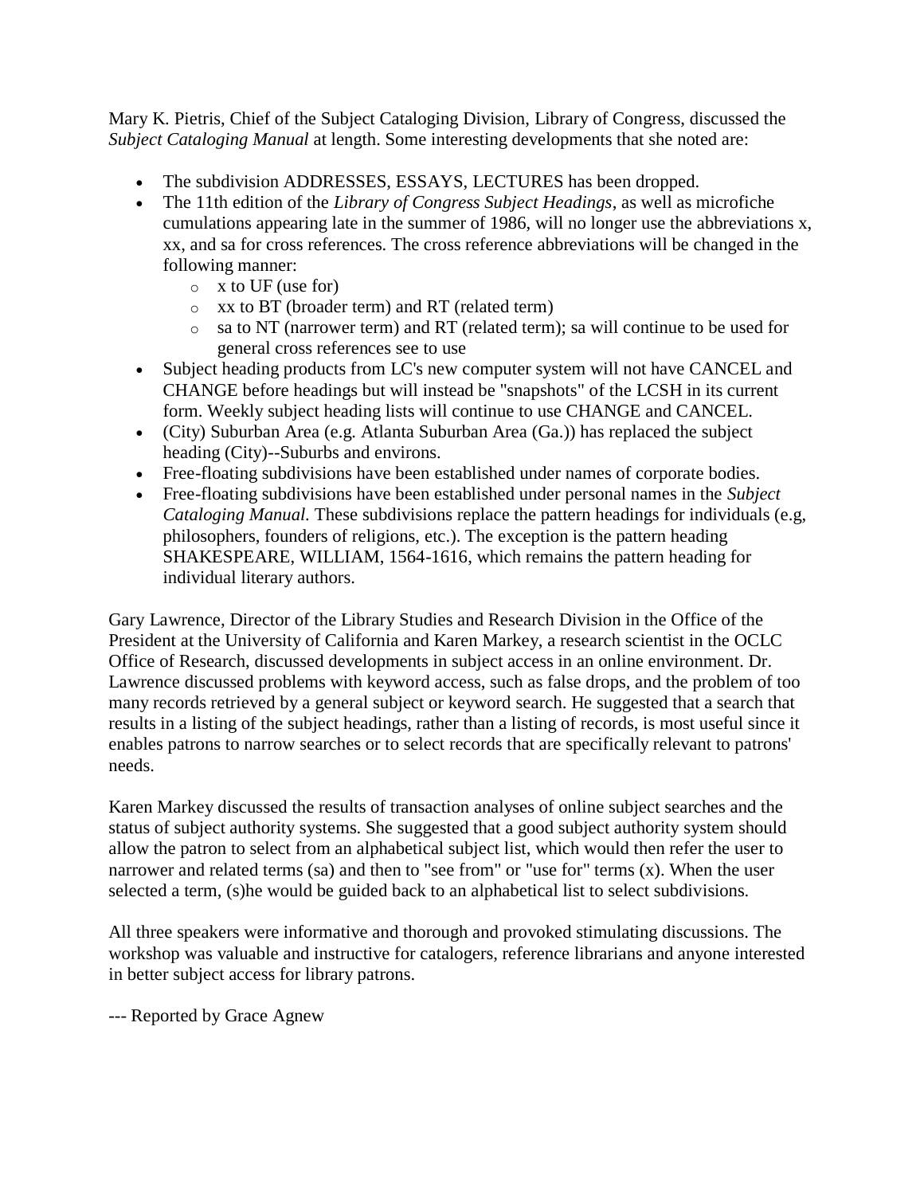Mary K. Pietris, Chief of the Subject Cataloging Division, Library of Congress, discussed the *Subject Cataloging Manual* at length. Some interesting developments that she noted are:

- The subdivision ADDRESSES, ESSAYS, LECTURES has been dropped.
- The 11th edition of the *Library of Congress Subject Headings*, as well as microfiche cumulations appearing late in the summer of 1986, will no longer use the abbreviations x, xx, and sa for cross references. The cross reference abbreviations will be changed in the following manner:
  - x to UF (use for)
  - xx to BT (broader term) and RT (related term)
  - sa to NT (narrower term) and RT (related term); sa will continue to be used for general cross references see to use
- Subject heading products from LC's new computer system will not have CANCEL and CHANGE before headings but will instead be "snapshots" of the LCSH in its current form. Weekly subject heading lists will continue to use CHANGE and CANCEL.
- (City) Suburban Area (e.g. Atlanta Suburban Area (Ga.)) has replaced the subject heading (City)--Suburbs and environs.
- Free-floating subdivisions have been established under names of corporate bodies.
- Free-floating subdivisions have been established under personal names in the *Subject Cataloging Manual*. These subdivisions replace the pattern headings for individuals (e.g, philosophers, founders of religions, etc.). The exception is the pattern heading SHAKESPEARE, WILLIAM, 1564-1616, which remains the pattern heading for individual literary authors.

Gary Lawrence, Director of the Library Studies and Research Division in the Office of the President at the University of California and Karen Markey, a research scientist in the OCLC Office of Research, discussed developments in subject access in an online environment. Dr. Lawrence discussed problems with keyword access, such as false drops, and the problem of too many records retrieved by a general subject or keyword search. He suggested that a search that results in a listing of the subject headings, rather than a listing of records, is most useful since it enables patrons to narrow searches or to select records that are specifically relevant to patrons' needs.

Karen Markey discussed the results of transaction analyses of online subject searches and the status of subject authority systems. She suggested that a good subject authority system should allow the patron to select from an alphabetical subject list, which would then refer the user to narrower and related terms (sa) and then to "see from" or "use for" terms (x). When the user selected a term, (s)he would be guided back to an alphabetical list to select subdivisions.

All three speakers were informative and thorough and provoked stimulating discussions. The workshop was valuable and instructive for catalogers, reference librarians and anyone interested in better subject access for library patrons.

--- Reported by Grace Agnew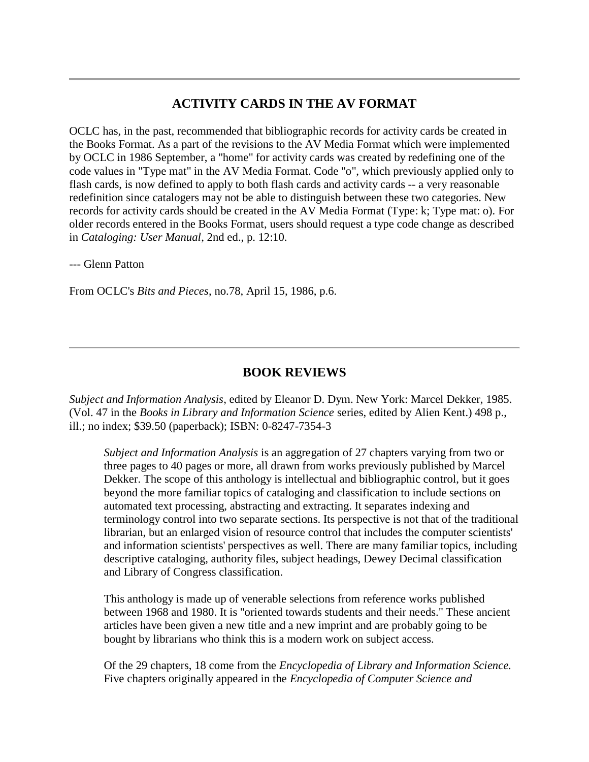---

## ACTIVITY CARDS IN THE AV FORMAT

OCLC has, in the past, recommended that bibliographic records for activity cards be created in the Books Format. As a part of the revisions to the AV Media Format which were implemented by OCLC in 1986 September, a "home" for activity cards was created by redefining one of the code values in "Type mat" in the AV Media Format. Code "o", which previously applied only to flash cards, is now defined to apply to both flash cards and activity cards -- a very reasonable redefinition since catalogers may not be able to distinguish between these two categories. New records for activity cards should be created in the AV Media Format (Type: k; Type mat: o). For older records entered in the Books Format, users should request a type code change as described in *Cataloging: User Manual*, 2nd ed., p. 12:10.

--- Glenn Patton

From OCLC's *Bits and Pieces*, no.78, April 15, 1986, p.6.

---

## BOOK REVIEWS

*Subject and Information Analysis*, edited by Eleanor D. Dym. New York: Marcel Dekker, 1985. (Vol. 47 in the *Books in Library and Information Science* series, edited by Alien Kent.) 498 p., ill.; no index; $39.50 (paperback); ISBN: 0-8247-7354-3

> *Subject and Information Analysis* is an aggregation of 27 chapters varying from two or three pages to 40 pages or more, all drawn from works previously published by Marcel Dekker. The scope of this anthology is intellectual and bibliographic control, but it goes beyond the more familiar topics of cataloging and classification to include sections on automated text processing, abstracting and extracting. It separates indexing and terminology control into two separate sections. Its perspective is not that of the traditional librarian, but an enlarged vision of resource control that includes the computer scientists' and information scientists' perspectives as well. There are many familiar topics, including descriptive cataloging, authority files, subject headings, Dewey Decimal classification and Library of Congress classification.
>
> This anthology is made up of venerable selections from reference works published between 1968 and 1980. It is "oriented towards students and their needs." These ancient articles have been given a new title and a new imprint and are probably going to be bought by librarians who think this is a modern work on subject access.
>
> Of the 29 chapters, 18 come from the *Encyclopedia of Library and Information Science.* Five chapters originally appeared in the *Encyclopedia of Computer Science and*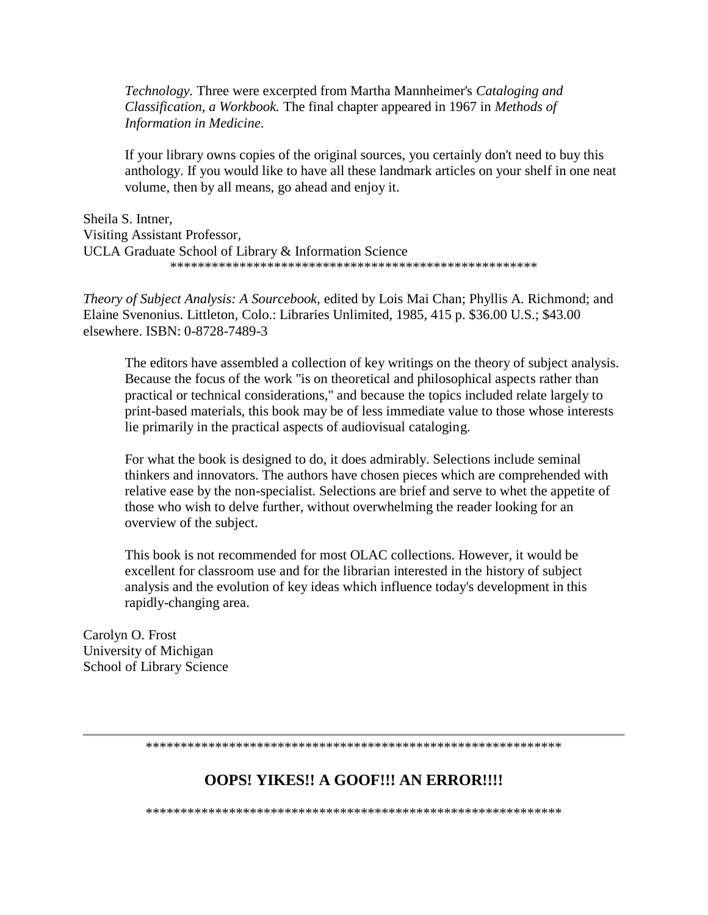*Technology.* Three were excerpted from Martha Mannheimer's *Cataloging and Classification, a Workbook.* The final chapter appeared in 1967 in *Methods of Information in Medicine.*

If your library owns copies of the original sources, you certainly don't need to buy this anthology. If you would like to have all these landmark articles on your shelf in one neat volume, then by all means, go ahead and enjoy it.

Sheila S. Intner,
Visiting Assistant Professor,
UCLA Graduate School of Library & Information Science

*****************************************************

*Theory of Subject Analysis: A Sourcebook,* edited by Lois Mai Chan; Phyllis A. Richmond; and Elaine Svenonius. Littleton, Colo.: Libraries Unlimited, 1985, 415 p. $36.00 U.S.; $43.00 elsewhere. ISBN: 0-8728-7489-3

The editors have assembled a collection of key writings on the theory of subject analysis. Because the focus of the work "is on theoretical and philosophical aspects rather than practical or technical considerations," and because the topics included relate largely to print-based materials, this book may be of less immediate value to those whose interests lie primarily in the practical aspects of audiovisual cataloging.

For what the book is designed to do, it does admirably. Selections include seminal thinkers and innovators. The authors have chosen pieces which are comprehended with relative ease by the non-specialist. Selections are brief and serve to whet the appetite of those who wish to delve further, without overwhelming the reader looking for an overview of the subject.

This book is not recommended for most OLAC collections. However, it would be excellent for classroom use and for the librarian interested in the history of subject analysis and the evolution of key ideas which influence today's development in this rapidly-changing area.

Carolyn O. Frost
University of Michigan
School of Library Science

---

************************************************************

## OOPS! YIKES!! A GOOF!!! AN ERROR!!!!

************************************************************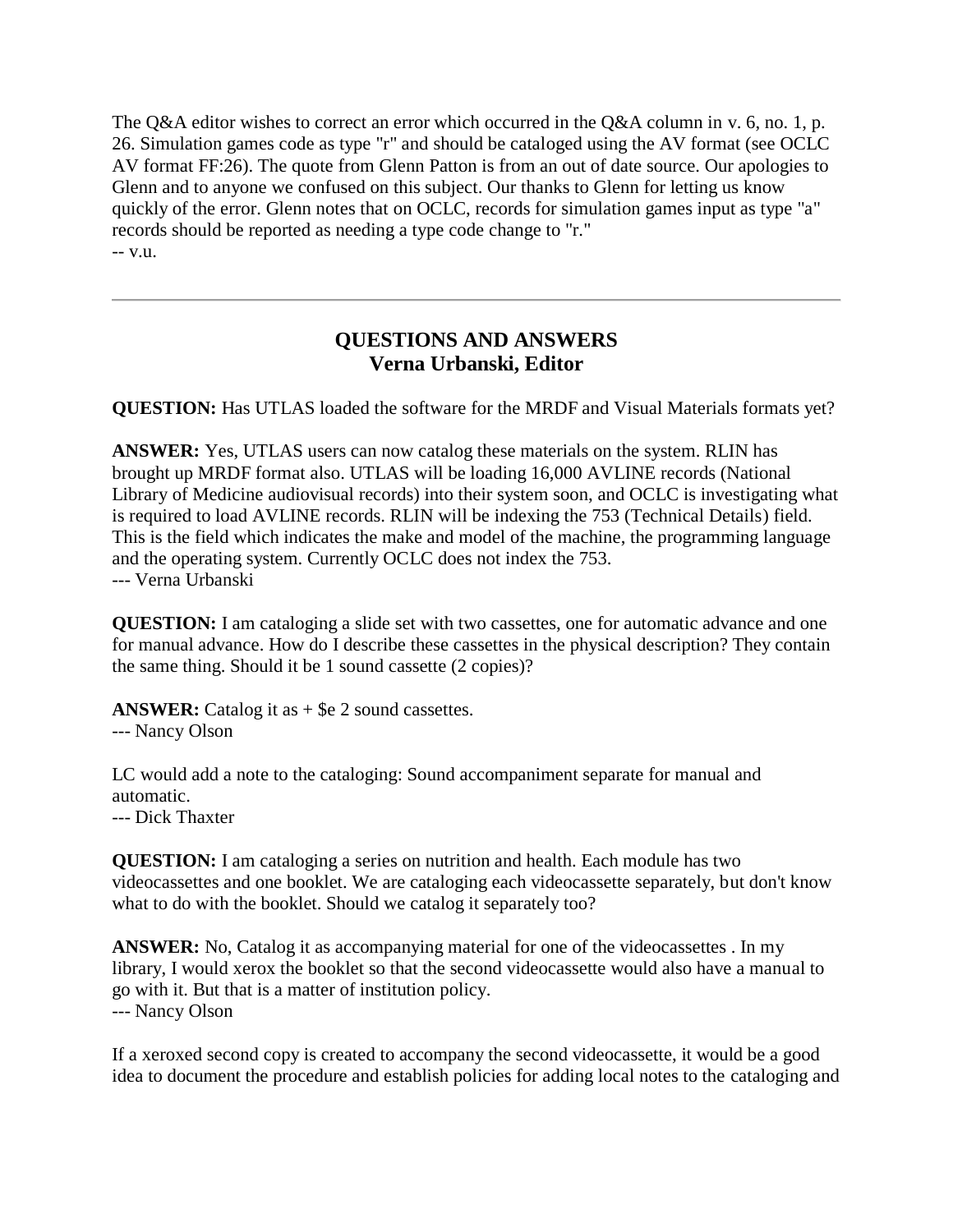The Q&A editor wishes to correct an error which occurred in the Q&A column in v. 6, no. 1, p. 26. Simulation games code as type "r" and should be cataloged using the AV format (see OCLC AV format FF:26). The quote from Glenn Patton is from an out of date source. Our apologies to Glenn and to anyone we confused on this subject. Our thanks to Glenn for letting us know quickly of the error. Glenn notes that on OCLC, records for simulation games input as type "a" records should be reported as needing a type code change to "r."
-- v.u.

---

## QUESTIONS AND ANSWERS
## Verna Urbanski, Editor

**QUESTION:** Has UTLAS loaded the software for the MRDF and Visual Materials formats yet?

**ANSWER:** Yes, UTLAS users can now catalog these materials on the system. RLIN has brought up MRDF format also. UTLAS will be loading 16,000 AVLINE records (National Library of Medicine audiovisual records) into their system soon, and OCLC is investigating what is required to load AVLINE records. RLIN will be indexing the 753 (Technical Details) field. This is the field which indicates the make and model of the machine, the programming language and the operating system. Currently OCLC does not index the 753.
--- Verna Urbanski

**QUESTION:** I am cataloging a slide set with two cassettes, one for automatic advance and one for manual advance. How do I describe these cassettes in the physical description? They contain the same thing. Should it be 1 sound cassette (2 copies)?

**ANSWER:** Catalog it as + $e 2 sound cassettes.
--- Nancy Olson

LC would add a note to the cataloging: Sound accompaniment separate for manual and automatic.
--- Dick Thaxter

**QUESTION:** I am cataloging a series on nutrition and health. Each module has two videocassettes and one booklet. We are cataloging each videocassette separately, but don't know what to do with the booklet. Should we catalog it separately too?

**ANSWER:** No, Catalog it as accompanying material for one of the videocassettes . In my library, I would xerox the booklet so that the second videocassette would also have a manual to go with it. But that is a matter of institution policy.
--- Nancy Olson

If a xeroxed second copy is created to accompany the second videocassette, it would be a good idea to document the procedure and establish policies for adding local notes to the cataloging and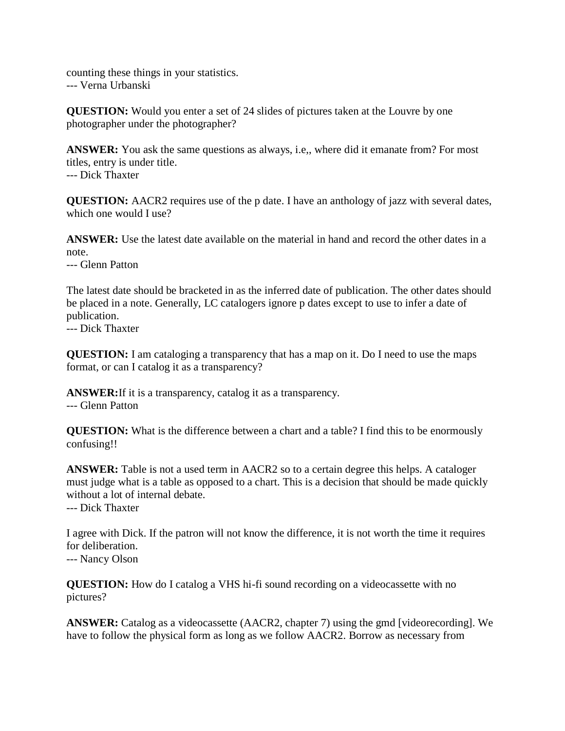counting these things in your statistics.
--- Verna Urbanski

**QUESTION:** Would you enter a set of 24 slides of pictures taken at the Louvre by one photographer under the photographer?

**ANSWER:** You ask the same questions as always, i.e,, where did it emanate from? For most titles, entry is under title.
--- Dick Thaxter

**QUESTION:** AACR2 requires use of the p date. I have an anthology of jazz with several dates, which one would I use?

**ANSWER:** Use the latest date available on the material in hand and record the other dates in a note.
--- Glenn Patton

The latest date should be bracketed in as the inferred date of publication. The other dates should be placed in a note. Generally, LC catalogers ignore p dates except to use to infer a date of publication.
--- Dick Thaxter

**QUESTION:** I am cataloging a transparency that has a map on it. Do I need to use the maps format, or can I catalog it as a transparency?

**ANSWER:**If it is a transparency, catalog it as a transparency.
--- Glenn Patton

**QUESTION:** What is the difference between a chart and a table? I find this to be enormously confusing!!

**ANSWER:** Table is not a used term in AACR2 so to a certain degree this helps. A cataloger must judge what is a table as opposed to a chart. This is a decision that should be made quickly without a lot of internal debate.
--- Dick Thaxter

I agree with Dick. If the patron will not know the difference, it is not worth the time it requires for deliberation.
--- Nancy Olson

**QUESTION:** How do I catalog a VHS hi-fi sound recording on a videocassette with no pictures?

**ANSWER:** Catalog as a videocassette (AACR2, chapter 7) using the gmd [videorecording]. We have to follow the physical form as long as we follow AACR2. Borrow as necessary from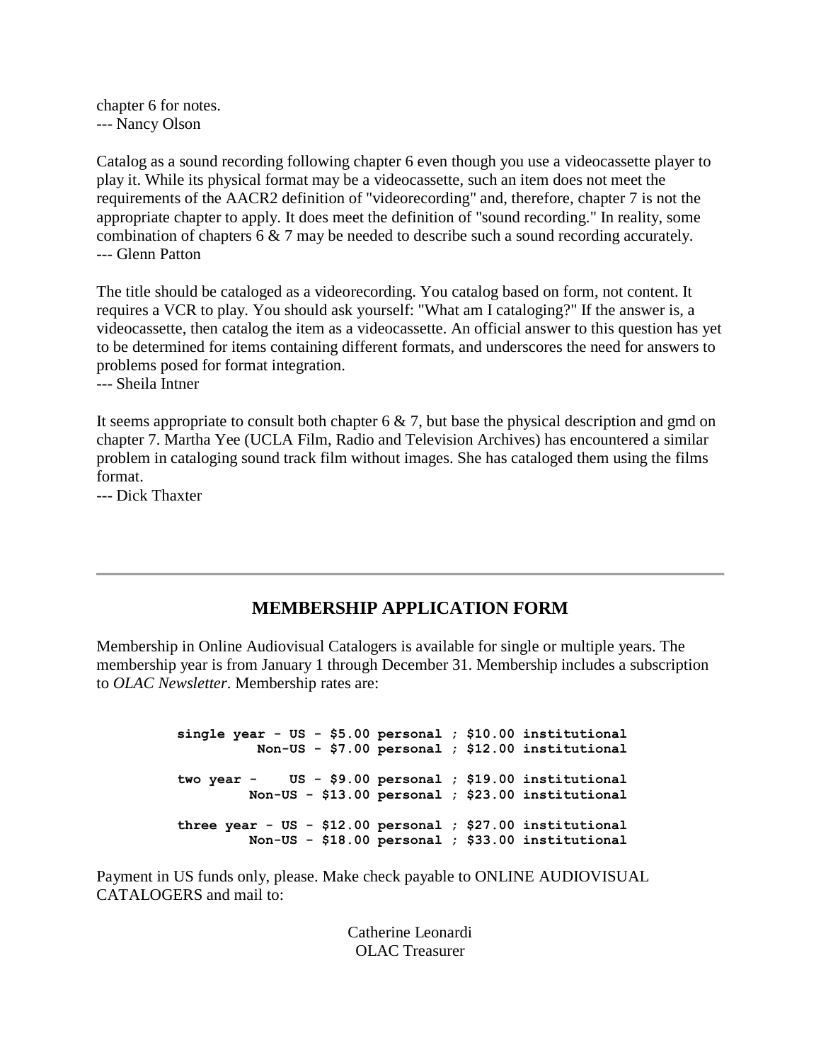chapter 6 for notes.
--- Nancy Olson

Catalog as a sound recording following chapter 6 even though you use a videocassette player to play it. While its physical format may be a videocassette, such an item does not meet the requirements of the AACR2 definition of "videorecording" and, therefore, chapter 7 is not the appropriate chapter to apply. It does meet the definition of "sound recording." In reality, some combination of chapters 6 & 7 may be needed to describe such a sound recording accurately.
--- Glenn Patton

The title should be cataloged as a videorecording. You catalog based on form, not content. It requires a VCR to play. You should ask yourself: "What am I cataloging?" If the answer is, a videocassette, then catalog the item as a videocassette. An official answer to this question has yet to be determined for items containing different formats, and underscores the need for answers to problems posed for format integration.
--- Sheila Intner

It seems appropriate to consult both chapter 6 & 7, but base the physical description and gmd on chapter 7. Martha Yee (UCLA Film, Radio and Television Archives) has encountered a similar problem in cataloging sound track film without images. She has cataloged them using the films format.
--- Dick Thaxter

---

## MEMBERSHIP APPLICATION FORM

Membership in Online Audiovisual Catalogers is available for single or multiple years. The membership year is from January 1 through December 31. Membership includes a subscription to *OLAC Newsletter*. Membership rates are:

```
single year - US - $5.00 personal ; $10.00 institutional
          Non-US - $7.00 personal ; $12.00 institutional

two year -    US - $9.00 personal ; $19.00 institutional
         Non-US - $13.00 personal ; $23.00 institutional

three year - US - $12.00 personal ; $27.00 institutional
         Non-US - $18.00 personal ; $33.00 institutional
```

Payment in US funds only, please. Make check payable to ONLINE AUDIOVISUAL CATALOGERS and mail to:

Catherine Leonardi
OLAC Treasurer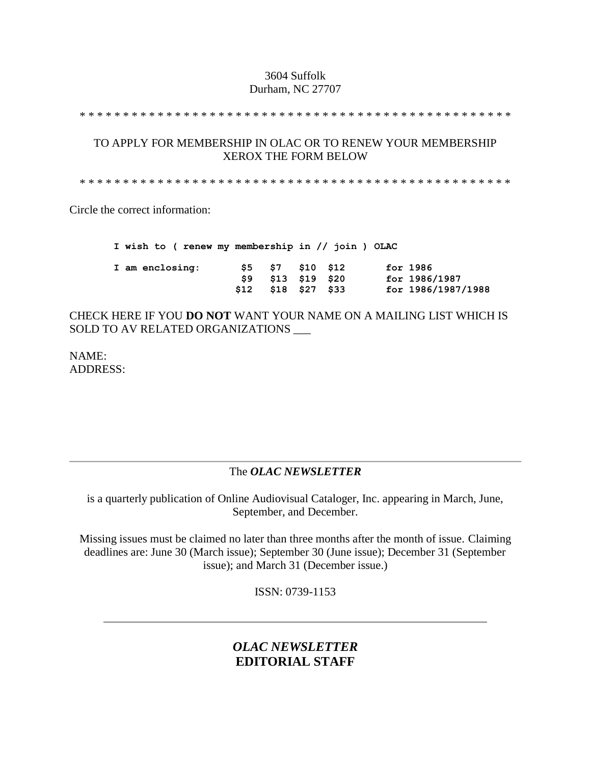3604 Suffolk
Durham, NC 27707

\* \* \* \* \* \* \* \* \* \* \* \* \* \* \* \* \* \* \* \* \* \* \* \* \* \* \* \* \* \* \* \* \* \* \* \* \* \* \* \* \* \* \* \* \* \* \* \* \* \* \* \* \* \*

TO APPLY FOR MEMBERSHIP IN OLAC OR TO RENEW YOUR MEMBERSHIP
XEROX THE FORM BELOW

\* \* \* \* \* \* \* \* \* \* \* \* \* \* \* \* \* \* \* \* \* \* \* \* \* \* \* \* \* \* \* \* \* \* \* \* \* \* \* \* \* \* \* \* \* \* \* \* \* \* \* \* \* \*

Circle the correct information:

```
I wish to ( renew my membership in // join ) OLAC

I am enclosing:      $5   $7   $10  $12      for 1986
                     $9   $13  $19  $20      for 1986/1987
                    $12   $18  $27  $33      for 1986/1987/1988
```

CHECK HERE IF YOU **DO NOT** WANT YOUR NAME ON A MAILING LIST WHICH IS SOLD TO AV RELATED ORGANIZATIONS ___

NAME:
ADDRESS:

---

The ***OLAC NEWSLETTER***

is a quarterly publication of Online Audiovisual Catalogers, Inc. appearing in March, June, September, and December.

Missing issues must be claimed no later than three months after the month of issue. Claiming deadlines are: June 30 (March issue); September 30 (June issue); December 31 (September issue); and March 31 (December issue.)

ISSN: 0739-1153

---

## ***OLAC NEWSLETTER***
## **EDITORIAL STAFF**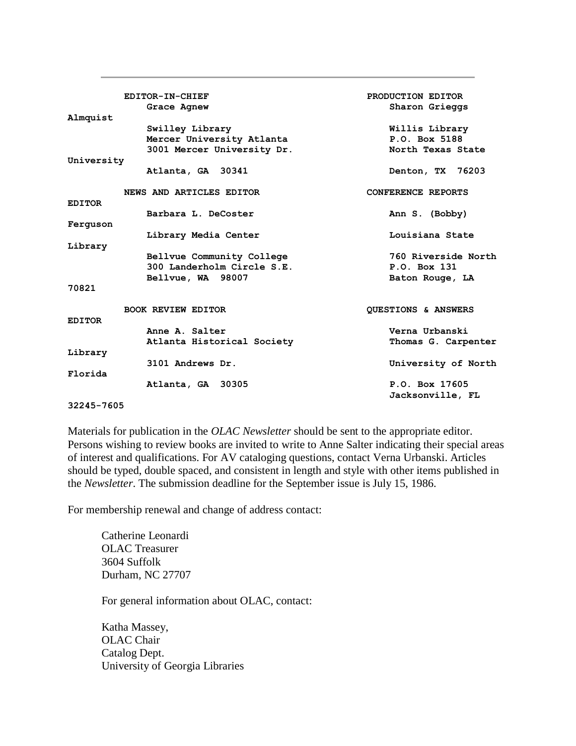---

**EDITOR-IN-CHIEF**
**Grace Agnew**
**Swilley Library**
**Mercer University Atlanta**
**3001 Mercer University Dr.**
**Atlanta, GA 30341**

**PRODUCTION EDITOR**
**Sharon Grieggs Almquist**
**Willis Library**
**P.O. Box 5188**
**North Texas State University**
**Denton, TX 76203**

**NEWS AND ARTICLES EDITOR**
**Barbara L. DeCoster**
**Library Media Center**
**Bellvue Community College**
**300 Landerholm Circle S.E.**
**Bellvue, WA 98007**

**CONFERENCE REPORTS EDITOR**
**Ann S. (Bobby) Ferguson**
**Louisiana State Library**
**760 Riverside North**
**P.O. Box 131**
**Baton Rouge, LA 70821**

**BOOK REVIEW EDITOR**
**Anne A. Salter**
**Atlanta Historical Society**
**3101 Andrews Dr.**
**Atlanta, GA 30305**

**QUESTIONS & ANSWERS EDITOR**
**Verna Urbanski**
**Thomas G. Carpenter Library**
**University of North Florida**
**P.O. Box 17605**
**Jacksonville, FL 32245-7605**

Materials for publication in the *OLAC Newsletter* should be sent to the appropriate editor. Persons wishing to review books are invited to write to Anne Salter indicating their special areas of interest and qualifications. For AV cataloging questions, contact Verna Urbanski. Articles should be typed, double spaced, and consistent in length and style with other items published in the *Newsletter*. The submission deadline for the September issue is July 15, 1986.

For membership renewal and change of address contact:

Catherine Leonardi
OLAC Treasurer
3604 Suffolk
Durham, NC 27707

For general information about OLAC, contact:

Katha Massey,
OLAC Chair
Catalog Dept.
University of Georgia Libraries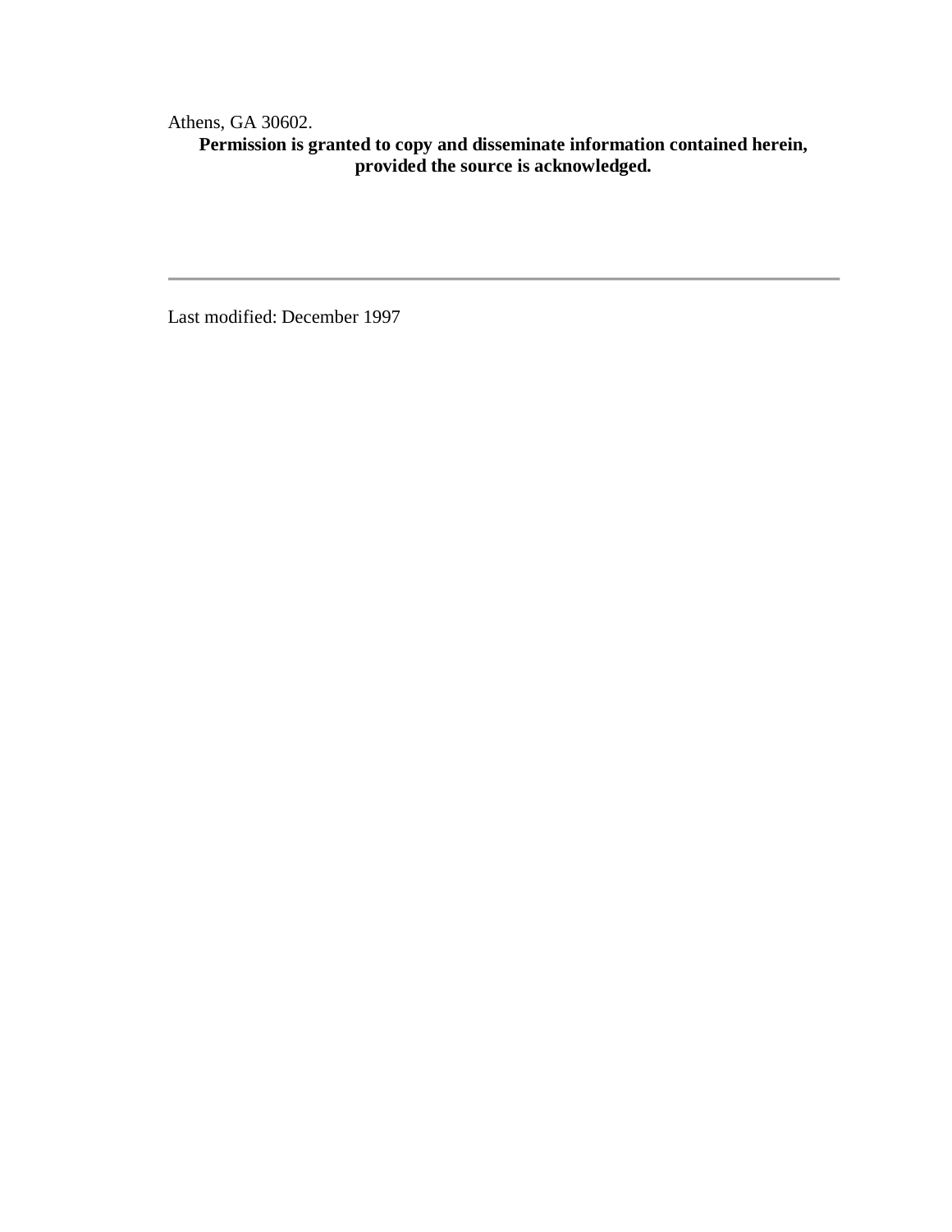Athens, GA 30602.

**Permission is granted to copy and disseminate information contained herein, provided the source is acknowledged.**

---

Last modified: December 1997